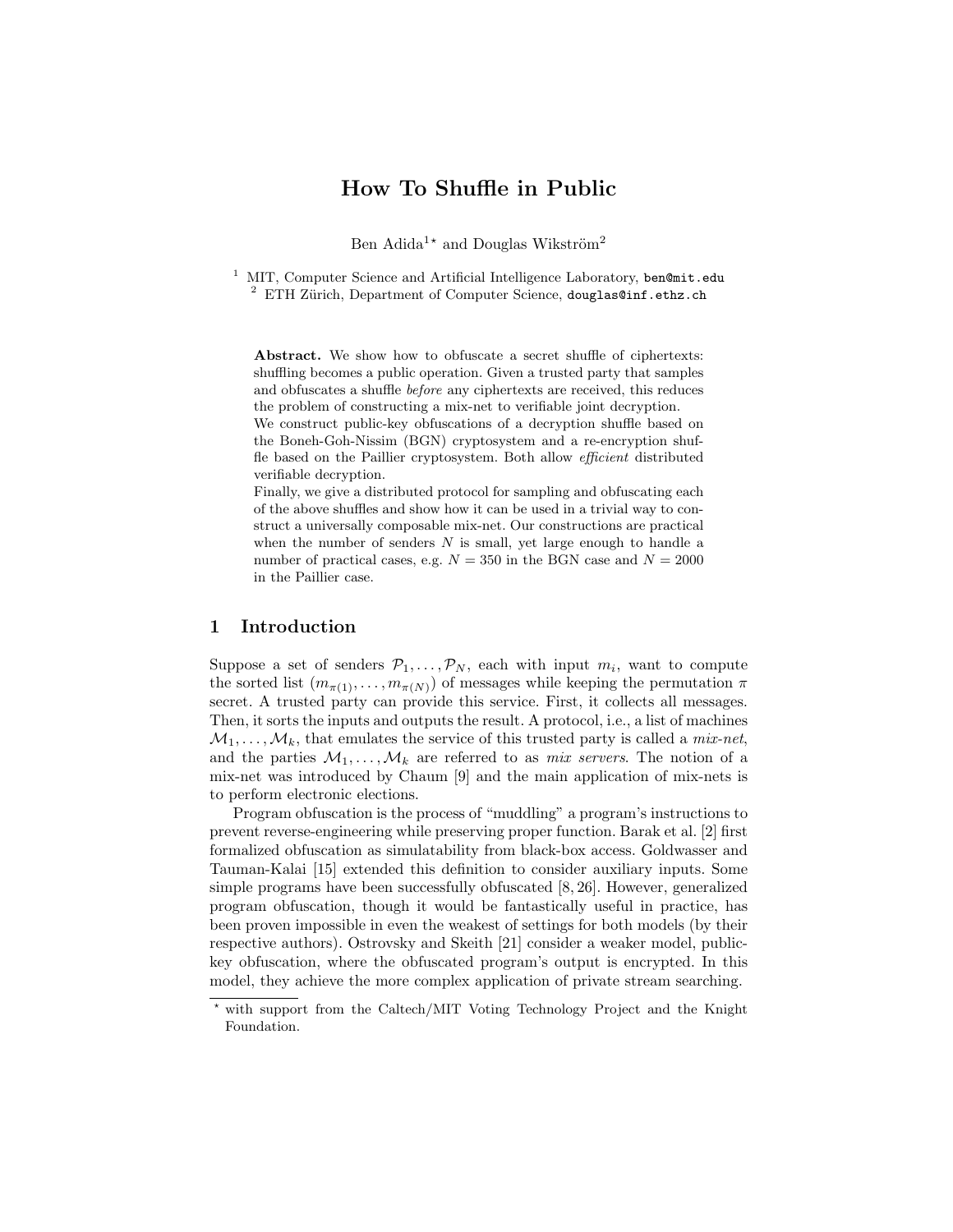# How To Shuffle in Public

Ben Adida[1*] and Douglas Wikström[2]

[1] MIT, Computer Science and Artificial Intelligence Laboratory, ben@mit.edu
[2] ETH Zürich, Department of Computer Science, douglas@inf.ethz.ch

**Abstract.** We show how to obfuscate a secret shuffle of ciphertexts: shuffling becomes a public operation. Given a trusted party that samples and obfuscates a shuffle *before* any ciphertexts are received, this reduces the problem of constructing a mix-net to verifiable joint decryption.

We construct public-key obfuscations of a decryption shuffle based on the Boneh-Goh-Nissim (BGN) cryptosystem and a re-encryption shuffle based on the Paillier cryptosystem. Both allow *efficient* distributed verifiable decryption.

Finally, we give a distributed protocol for sampling and obfuscating each of the above shuffles and show how it can be used in a trivial way to construct a universally composable mix-net. Our constructions are practical when the number of senders $N$ is small, yet large enough to handle a number of practical cases, e.g. $N = 350$ in the BGN case and $N = 2000$ in the Paillier case.

## 1 Introduction

Suppose a set of senders $\mathcal{P}_1, \ldots, \mathcal{P}_N$, each with input $m_i$, want to compute the sorted list $(m_{\pi(1)}, \ldots, m_{\pi(N)})$ of messages while keeping the permutation $\pi$ secret. A trusted party can provide this service. First, it collects all messages. Then, it sorts the inputs and outputs the result. A protocol, i.e., a list of machines $\mathcal{M}_1, \ldots, \mathcal{M}_k$, that emulates the service of this trusted party is called a *mix-net*, and the parties $\mathcal{M}_1, \ldots, \mathcal{M}_k$ are referred to as *mix servers*. The notion of a mix-net was introduced by Chaum [9] and the main application of mix-nets is to perform electronic elections.

Program obfuscation is the process of "muddling" a program's instructions to prevent reverse-engineering while preserving proper function. Barak et al. [2] first formalized obfuscation as simulatability from black-box access. Goldwasser and Tauman-Kalai [15] extended this definition to consider auxiliary inputs. Some simple programs have been successfully obfuscated [8, 26]. However, generalized program obfuscation, though it would be fantastically useful in practice, has been proven impossible in even the weakest of settings for both models (by their respective authors). Ostrovsky and Skeith [21] consider a weaker model, public-key obfuscation, where the obfuscated program's output is encrypted. In this model, they achieve the more complex application of private stream searching.

* with support from the Caltech/MIT Voting Technology Project and the Knight Foundation.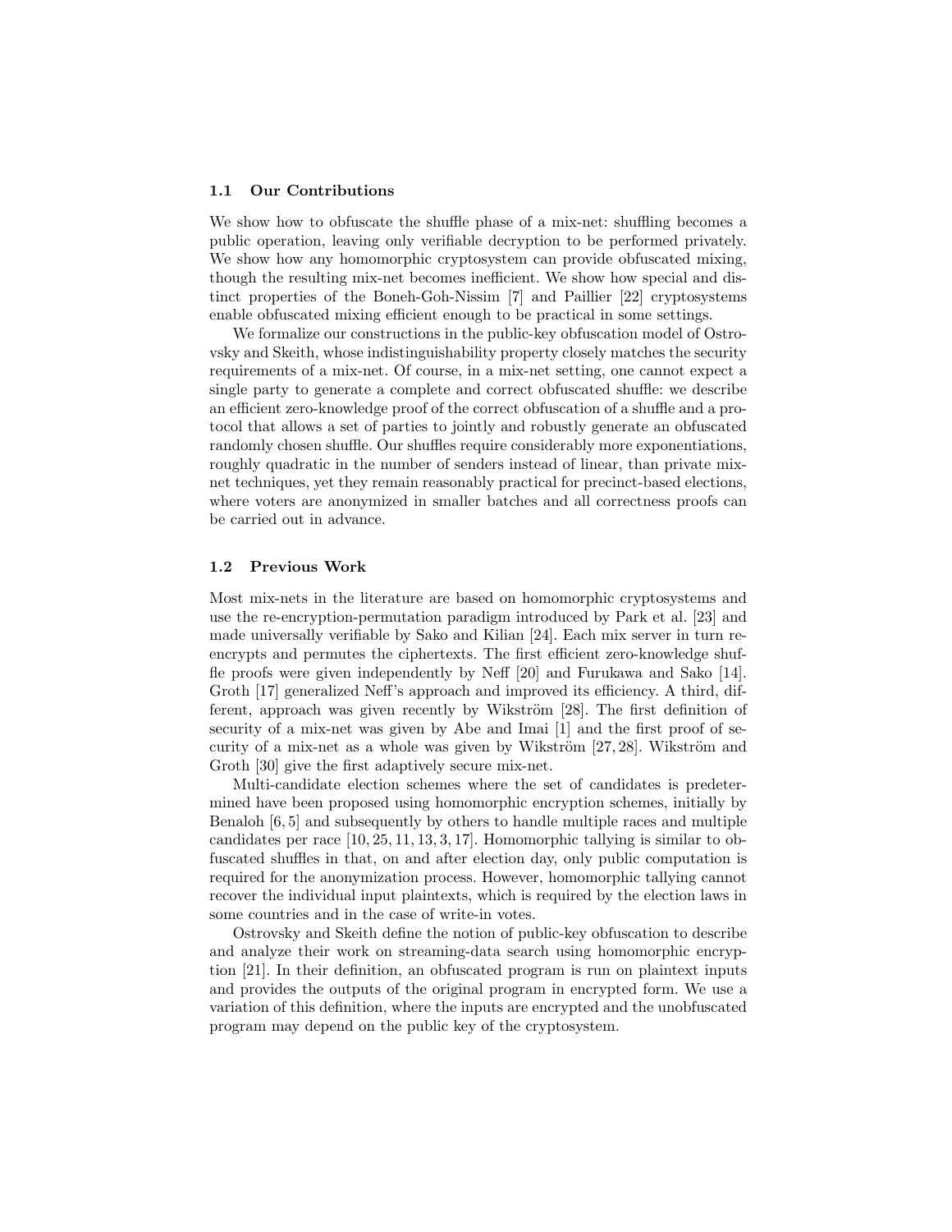### 1.1 Our Contributions

We show how to obfuscate the shuffle phase of a mix-net: shuffling becomes a public operation, leaving only verifiable decryption to be performed privately. We show how any homomorphic cryptosystem can provide obfuscated mixing, though the resulting mix-net becomes inefficient. We show how special and distinct properties of the Boneh-Goh-Nissim [7] and Paillier [22] cryptosystems enable obfuscated mixing efficient enough to be practical in some settings.

We formalize our constructions in the public-key obfuscation model of Ostrovsky and Skeith, whose indistinguishability property closely matches the security requirements of a mix-net. Of course, in a mix-net setting, one cannot expect a single party to generate a complete and correct obfuscated shuffle: we describe an efficient zero-knowledge proof of the correct obfuscation of a shuffle and a protocol that allows a set of parties to jointly and robustly generate an obfuscated randomly chosen shuffle. Our shuffles require considerably more exponentiations, roughly quadratic in the number of senders instead of linear, than private mix-net techniques, yet they remain reasonably practical for precinct-based elections, where voters are anonymized in smaller batches and all correctness proofs can be carried out in advance.

### 1.2 Previous Work

Most mix-nets in the literature are based on homomorphic cryptosystems and use the re-encryption-permutation paradigm introduced by Park et al. [23] and made universally verifiable by Sako and Kilian [24]. Each mix server in turn re-encrypts and permutes the ciphertexts. The first efficient zero-knowledge shuffle proofs were given independently by Neff [20] and Furukawa and Sako [14]. Groth [17] generalized Neff's approach and improved its efficiency. A third, different, approach was given recently by Wikström [28]. The first definition of security of a mix-net was given by Abe and Imai [1] and the first proof of security of a mix-net as a whole was given by Wikström [27, 28]. Wikström and Groth [30] give the first adaptively secure mix-net.

Multi-candidate election schemes where the set of candidates is predetermined have been proposed using homomorphic encryption schemes, initially by Benaloh [6, 5] and subsequently by others to handle multiple races and multiple candidates per race [10, 25, 11, 13, 3, 17]. Homomorphic tallying is similar to obfuscated shuffles in that, on and after election day, only public computation is required for the anonymization process. However, homomorphic tallying cannot recover the individual input plaintexts, which is required by the election laws in some countries and in the case of write-in votes.

Ostrovsky and Skeith define the notion of public-key obfuscation to describe and analyze their work on streaming-data search using homomorphic encryption [21]. In their definition, an obfuscated program is run on plaintext inputs and provides the outputs of the original program in encrypted form. We use a variation of this definition, where the inputs are encrypted and the unobfuscated program may depend on the public key of the cryptosystem.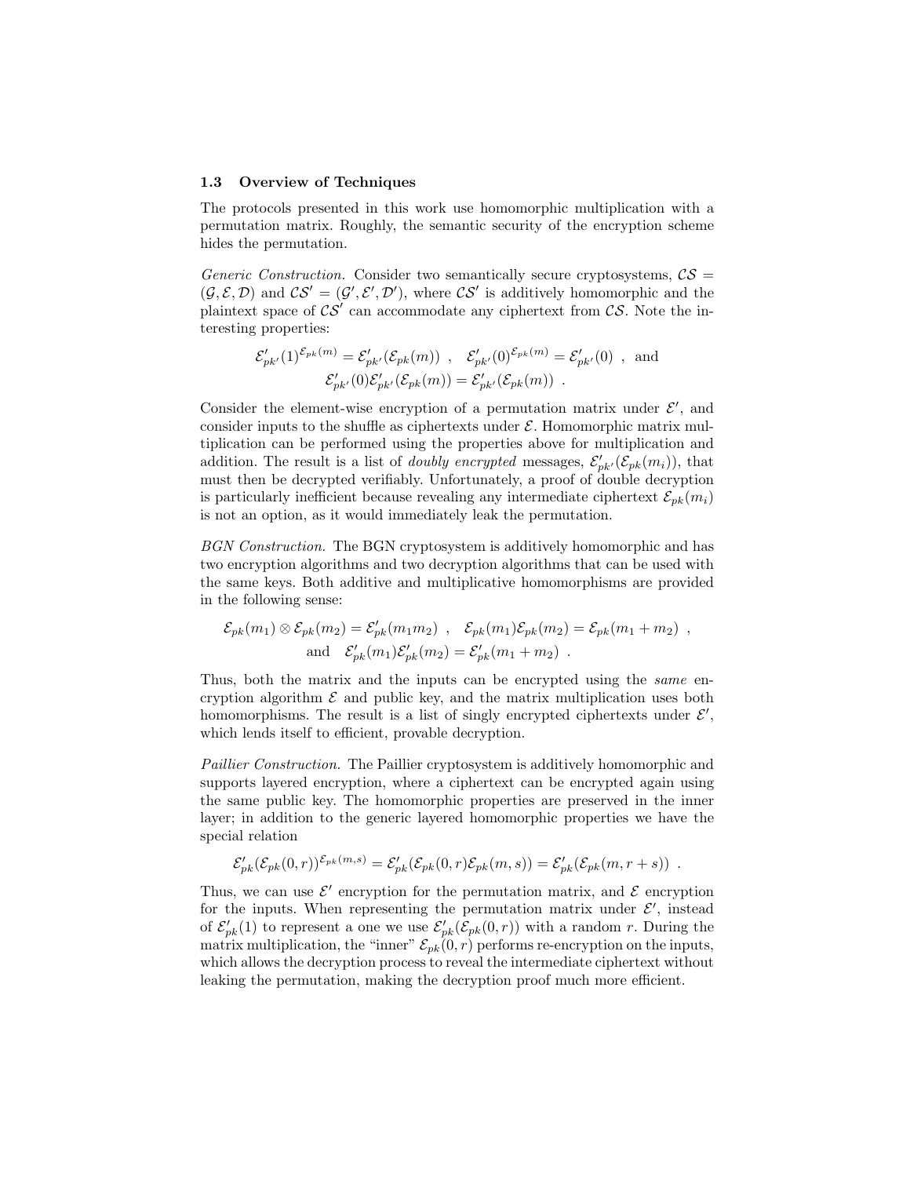### 1.3 Overview of Techniques

The protocols presented in this work use homomorphic multiplication with a permutation matrix. Roughly, the semantic security of the encryption scheme hides the permutation.

*Generic Construction.* Consider two semantically secure cryptosystems, $\mathcal{CS} = (\mathcal{G}, \mathcal{E}, \mathcal{D})$ and $\mathcal{CS}' = (\mathcal{G}', \mathcal{E}', \mathcal{D}')$, where $\mathcal{CS}'$ is additively homomorphic and the plaintext space of $\mathcal{CS}'$ can accommodate any ciphertext from $\mathcal{CS}$. Note the interesting properties:

$$\mathcal{E}'_{pk'}(1)^{\mathcal{E}_{pk}(m)} = \mathcal{E}'_{pk'}(\mathcal{E}_{pk}(m)) \ , \quad \mathcal{E}'_{pk'}(0)^{\mathcal{E}_{pk}(m)} = \mathcal{E}'_{pk'}(0) \ , \ \text{ and}$$
$$\mathcal{E}'_{pk'}(0)\mathcal{E}'_{pk'}(\mathcal{E}_{pk}(m)) = \mathcal{E}'_{pk'}(\mathcal{E}_{pk}(m)) \ .$$

Consider the element-wise encryption of a permutation matrix under $\mathcal{E}'$, and consider inputs to the shuffle as ciphertexts under $\mathcal{E}$. Homomorphic matrix multiplication can be performed using the properties above for multiplication and addition. The result is a list of *doubly encrypted* messages, $\mathcal{E}'_{pk'}(\mathcal{E}_{pk}(m_i))$, that must then be decrypted verifiably. Unfortunately, a proof of double decryption is particularly inefficient because revealing any intermediate ciphertext $\mathcal{E}_{pk}(m_i)$ is not an option, as it would immediately leak the permutation.

*BGN Construction.* The BGN cryptosystem is additively homomorphic and has two encryption algorithms and two decryption algorithms that can be used with the same keys. Both additive and multiplicative homomorphisms are provided in the following sense:

$$\mathcal{E}_{pk}(m_1) \otimes \mathcal{E}_{pk}(m_2) = \mathcal{E}'_{pk}(m_1 m_2) \ , \quad \mathcal{E}_{pk}(m_1)\mathcal{E}_{pk}(m_2) = \mathcal{E}_{pk}(m_1 + m_2) \ ,$$
$$\text{and} \quad \mathcal{E}'_{pk}(m_1)\mathcal{E}'_{pk}(m_2) = \mathcal{E}'_{pk}(m_1 + m_2) \ .$$

Thus, both the matrix and the inputs can be encrypted using the *same* encryption algorithm $\mathcal{E}$ and public key, and the matrix multiplication uses both homomorphisms. The result is a list of singly encrypted ciphertexts under $\mathcal{E}'$, which lends itself to efficient, provable decryption.

*Paillier Construction.* The Paillier cryptosystem is additively homomorphic and supports layered encryption, where a ciphertext can be encrypted again using the same public key. The homomorphic properties are preserved in the inner layer; in addition to the generic layered homomorphic properties we have the special relation

$$\mathcal{E}'_{pk}(\mathcal{E}_{pk}(0, r))^{\mathcal{E}_{pk}(m,s)} = \mathcal{E}'_{pk}(\mathcal{E}_{pk}(0, r)\mathcal{E}_{pk}(m, s)) = \mathcal{E}'_{pk}(\mathcal{E}_{pk}(m, r + s)) \ .$$

Thus, we can use $\mathcal{E}'$ encryption for the permutation matrix, and $\mathcal{E}$ encryption for the inputs. When representing the permutation matrix under $\mathcal{E}'$, instead of $\mathcal{E}'_{pk}(1)$ to represent a one we use $\mathcal{E}'_{pk}(\mathcal{E}_{pk}(0, r))$ with a random $r$. During the matrix multiplication, the "inner" $\mathcal{E}_{pk}(0, r)$ performs re-encryption on the inputs, which allows the decryption process to reveal the intermediate ciphertext without leaking the permutation, making the decryption proof much more efficient.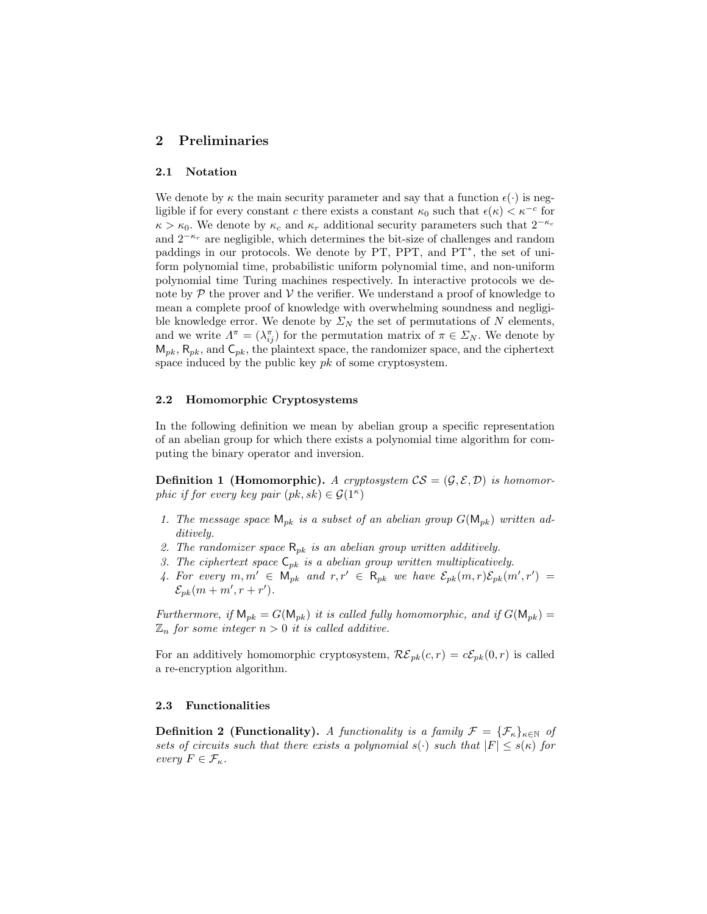## 2 Preliminaries

### 2.1 Notation

We denote by $\kappa$ the main security parameter and say that a function $\epsilon(\cdot)$ is negligible if for every constant $c$ there exists a constant $\kappa_0$ such that $\epsilon(\kappa) < \kappa^{-c}$ for $\kappa > \kappa_0$. We denote by $\kappa_c$ and $\kappa_r$ additional security parameters such that $2^{-\kappa_c}$ and $2^{-\kappa_r}$ are negligible, which determines the bit-size of challenges and random paddings in our protocols. We denote by PT, PPT, and PT$^*$, the set of uniform polynomial time, probabilistic uniform polynomial time, and non-uniform polynomial time Turing machines respectively. In interactive protocols we denote by $\mathcal{P}$ the prover and $\mathcal{V}$ the verifier. We understand a proof of knowledge to mean a complete proof of knowledge with overwhelming soundness and negligible knowledge error. We denote by $\Sigma_N$ the set of permutations of $N$ elements, and we write $\Lambda^\pi = (\lambda^\pi_{ij})$ for the permutation matrix of $\pi \in \Sigma_N$. We denote by $\mathsf{M}_{pk}$, $\mathsf{R}_{pk}$, and $\mathsf{C}_{pk}$, the plaintext space, the randomizer space, and the ciphertext space induced by the public key $pk$ of some cryptosystem.

### 2.2 Homomorphic Cryptosystems

In the following definition we mean by abelian group a specific representation of an abelian group for which there exists a polynomial time algorithm for computing the binary operator and inversion.

**Definition 1 (Homomorphic).** *A cryptosystem $\mathcal{CS} = (\mathcal{G}, \mathcal{E}, \mathcal{D})$ is homomorphic if for every key pair $(pk, sk) \in \mathcal{G}(1^\kappa)$*

1. *The message space $\mathsf{M}_{pk}$ is a subset of an abelian group $G(\mathsf{M}_{pk})$ written additively.*
2. *The randomizer space $\mathsf{R}_{pk}$ is an abelian group written additively.*
3. *The ciphertext space $\mathsf{C}_{pk}$ is a abelian group written multiplicatively.*
4. *For every $m, m' \in \mathsf{M}_{pk}$ and $r, r' \in \mathsf{R}_{pk}$ we have $\mathcal{E}_{pk}(m, r)\mathcal{E}_{pk}(m', r') = \mathcal{E}_{pk}(m + m', r + r')$.*

*Furthermore, if $\mathsf{M}_{pk} = G(\mathsf{M}_{pk})$ it is called fully homomorphic, and if $G(\mathsf{M}_{pk}) = \mathbb{Z}_n$ for some integer $n > 0$ it is called additive.*

For an additively homomorphic cryptosystem, $\mathcal{RE}_{pk}(c, r) = c\mathcal{E}_{pk}(0, r)$ is called a re-encryption algorithm.

### 2.3 Functionalities

**Definition 2 (Functionality).** *A functionality is a family $\mathcal{F} = \{\mathcal{F}_\kappa\}_{\kappa \in \mathbb{N}}$ of sets of circuits such that there exists a polynomial $s(\cdot)$ such that $|F| \leq s(\kappa)$ for every $F \in \mathcal{F}_\kappa$.*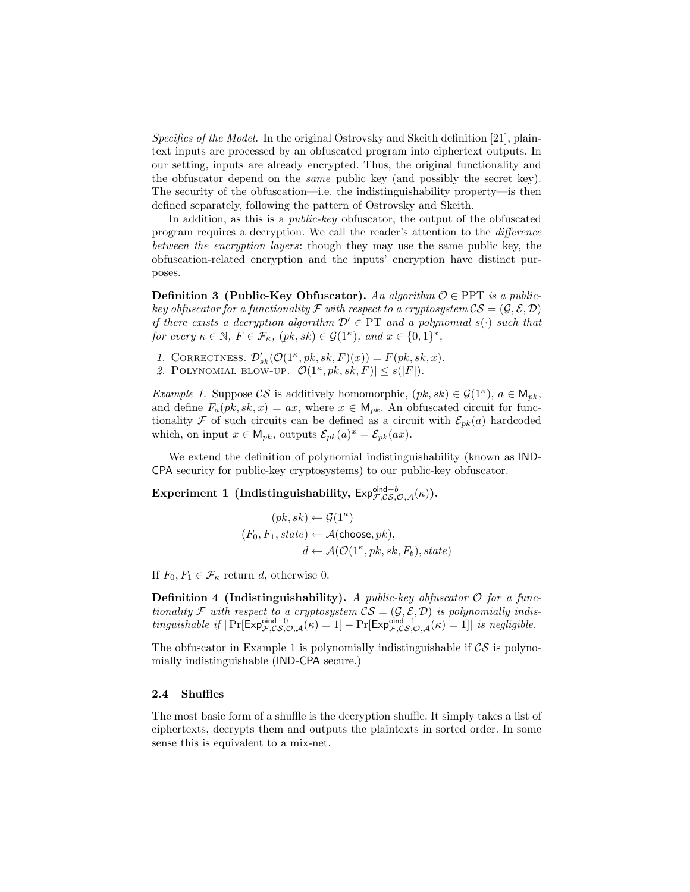*Specifics of the Model.* In the original Ostrovsky and Skeith definition [21], plaintext inputs are processed by an obfuscated program into ciphertext outputs. In our setting, inputs are already encrypted. Thus, the original functionality and the obfuscator depend on the *same* public key (and possibly the secret key). The security of the obfuscation—i.e. the indistinguishability property—is then defined separately, following the pattern of Ostrovsky and Skeith.

In addition, as this is a *public-key* obfuscator, the output of the obfuscated program requires a decryption. We call the reader's attention to the *difference between the encryption layers*: though they may use the same public key, the obfuscation-related encryption and the inputs' encryption have distinct purposes.

**Definition 3 (Public-Key Obfuscator).** *An algorithm $\mathcal{O} \in \text{PPT}$ is a public-key obfuscator for a functionality $\mathcal{F}$ with respect to a cryptosystem $\mathcal{CS} = (\mathcal{G}, \mathcal{E}, \mathcal{D})$ if there exists a decryption algorithm $\mathcal{D}' \in \text{PT}$ and a polynomial $s(\cdot)$ such that for every $\kappa \in \mathbb{N}$, $F \in \mathcal{F}_\kappa$, $(pk, sk) \in \mathcal{G}(1^\kappa)$, and $x \in \{0,1\}^*$,*

1. Correctness. $\mathcal{D}'_{sk}(\mathcal{O}(1^\kappa, pk, sk, F)(x)) = F(pk, sk, x)$.
2. Polynomial blow-up. $|\mathcal{O}(1^\kappa, pk, sk, F)| \leq s(|F|)$.

*Example 1.* Suppose $\mathcal{CS}$ is additively homomorphic, $(pk, sk) \in \mathcal{G}(1^\kappa)$, $a \in \mathsf{M}_{pk}$, and define $F_a(pk, sk, x) = ax$, where $x \in \mathsf{M}_{pk}$. An obfuscated circuit for functionality $\mathcal{F}$ of such circuits can be defined as a circuit with $\mathcal{E}_{pk}(a)$ hardcoded which, on input $x \in \mathsf{M}_{pk}$, outputs $\mathcal{E}_{pk}(a)^x = \mathcal{E}_{pk}(ax)$.

We extend the definition of polynomial indistinguishability (known as IND-CPA security for public-key cryptosystems) to our public-key obfuscator.

**Experiment 1 (Indistinguishability, $\mathsf{Exp}^{\mathsf{oind}-b}_{\mathcal{F},\mathcal{CS},\mathcal{O},\mathcal{A}}(\kappa)$).**

$$
\begin{aligned}
(pk, sk) &\leftarrow \mathcal{G}(1^\kappa) \\
(F_0, F_1, state) &\leftarrow \mathcal{A}(\mathsf{choose}, pk), \\
d &\leftarrow \mathcal{A}(\mathcal{O}(1^\kappa, pk, sk, F_b), state)
\end{aligned}
$$

If $F_0, F_1 \in \mathcal{F}_\kappa$ return $d$, otherwise 0.

**Definition 4 (Indistinguishability).** *A public-key obfuscator $\mathcal{O}$ for a functionality $\mathcal{F}$ with respect to a cryptosystem $\mathcal{CS} = (\mathcal{G}, \mathcal{E}, \mathcal{D})$ is polynomially indistinguishable if $|\Pr[\mathsf{Exp}^{\mathsf{oind}-0}_{\mathcal{F},\mathcal{CS},\mathcal{O},\mathcal{A}}(\kappa) = 1] - \Pr[\mathsf{Exp}^{\mathsf{oind}-1}_{\mathcal{F},\mathcal{CS},\mathcal{O},\mathcal{A}}(\kappa) = 1]|$ is negligible.*

The obfuscator in Example 1 is polynomially indistinguishable if $\mathcal{CS}$ is polynomially indistinguishable (IND-CPA secure.)

### 2.4 Shuffles

The most basic form of a shuffle is the decryption shuffle. It simply takes a list of ciphertexts, decrypts them and outputs the plaintexts in sorted order. In some sense this is equivalent to a mix-net.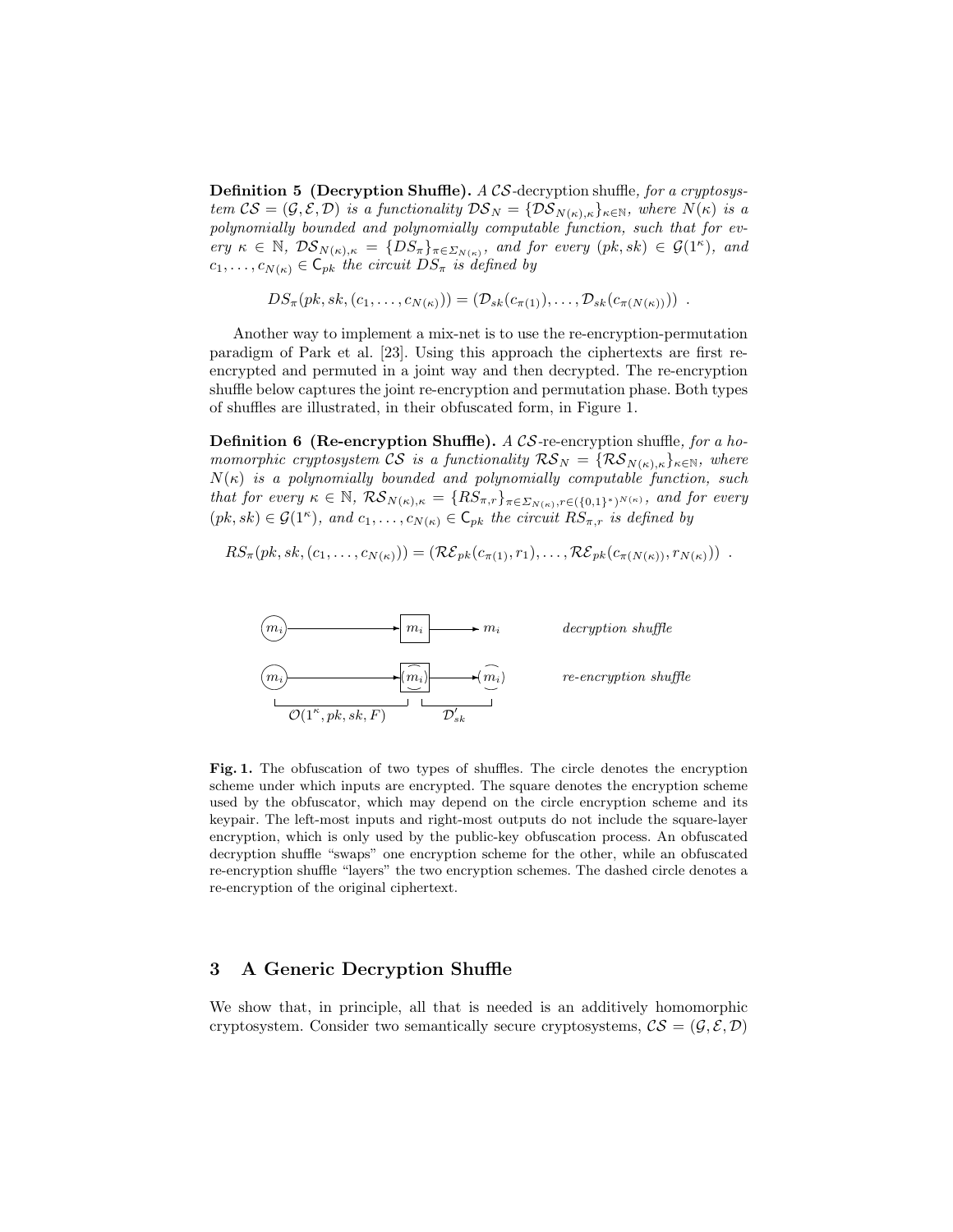**Definition 5 (Decryption Shuffle).** *A $\mathcal{CS}$-*decryption shuffle*, for a cryptosystem $\mathcal{CS} = (\mathcal{G}, \mathcal{E}, \mathcal{D})$ is a functionality $\mathcal{DS}_N = \{\mathcal{DS}_{N(\kappa),\kappa}\}_{\kappa \in \mathbb{N}}$, where $N(\kappa)$ is a polynomially bounded and polynomially computable function, such that for every $\kappa \in \mathbb{N}$, $\mathcal{DS}_{N(\kappa),\kappa} = \{DS_\pi\}_{\pi \in \Sigma_{N(\kappa)}}$, and for every $(pk, sk) \in \mathcal{G}(1^\kappa)$, and $c_1, \ldots, c_{N(\kappa)} \in \mathsf{C}_{pk}$ the circuit $DS_\pi$ is defined by*

$$DS_\pi(pk, sk, (c_1, \ldots, c_{N(\kappa)})) = (\mathcal{D}_{sk}(c_{\pi(1)}), \ldots, \mathcal{D}_{sk}(c_{\pi(N(\kappa))})) \enspace .$$

Another way to implement a mix-net is to use the re-encryption-permutation paradigm of Park et al. [23]. Using this approach the ciphertexts are first re-encrypted and permuted in a joint way and then decrypted. The re-encryption shuffle below captures the joint re-encryption and permutation phase. Both types of shuffles are illustrated, in their obfuscated form, in Figure 1.

**Definition 6 (Re-encryption Shuffle).** *A $\mathcal{CS}$-*re-encryption shuffle*, for a homomorphic cryptosystem $\mathcal{CS}$ is a functionality $\mathcal{RS}_N = \{\mathcal{RS}_{N(\kappa),\kappa}\}_{\kappa \in \mathbb{N}}$, where $N(\kappa)$ is a polynomially bounded and polynomially computable function, such that for every $\kappa \in \mathbb{N}$, $\mathcal{RS}_{N(\kappa),\kappa} = \{RS_{\pi,r}\}_{\pi \in \Sigma_{N(\kappa)}, r \in (\{0,1\}^*)^{N(\kappa)}}$, and for every $(pk, sk) \in \mathcal{G}(1^\kappa)$, and $c_1, \ldots, c_{N(\kappa)} \in \mathsf{C}_{pk}$ the circuit $RS_{\pi,r}$ is defined by*

$$RS_\pi(pk, sk, (c_1, \ldots, c_{N(\kappa)})) = (\mathcal{RE}_{pk}(c_{\pi(1)}, r_1), \ldots, \mathcal{RE}_{pk}(c_{\pi(N(\kappa))}, r_{N(\kappa)})) \enspace .$$

**Fig. 1.** The obfuscation of two types of shuffles. The circle denotes the encryption scheme under which inputs are encrypted. The square denotes the encryption scheme used by the obfuscator, which may depend on the circle encryption scheme and its keypair. The left-most inputs and right-most outputs do not include the square-layer encryption, which is only used by the public-key obfuscation process. An obfuscated decryption shuffle "swaps" one encryption scheme for the other, while an obfuscated re-encryption shuffle "layers" the two encryption schemes. The dashed circle denotes a re-encryption of the original ciphertext.

## 3 A Generic Decryption Shuffle

We show that, in principle, all that is needed is an additively homomorphic cryptosystem. Consider two semantically secure cryptosystems, $\mathcal{CS} = (\mathcal{G}, \mathcal{E}, \mathcal{D})$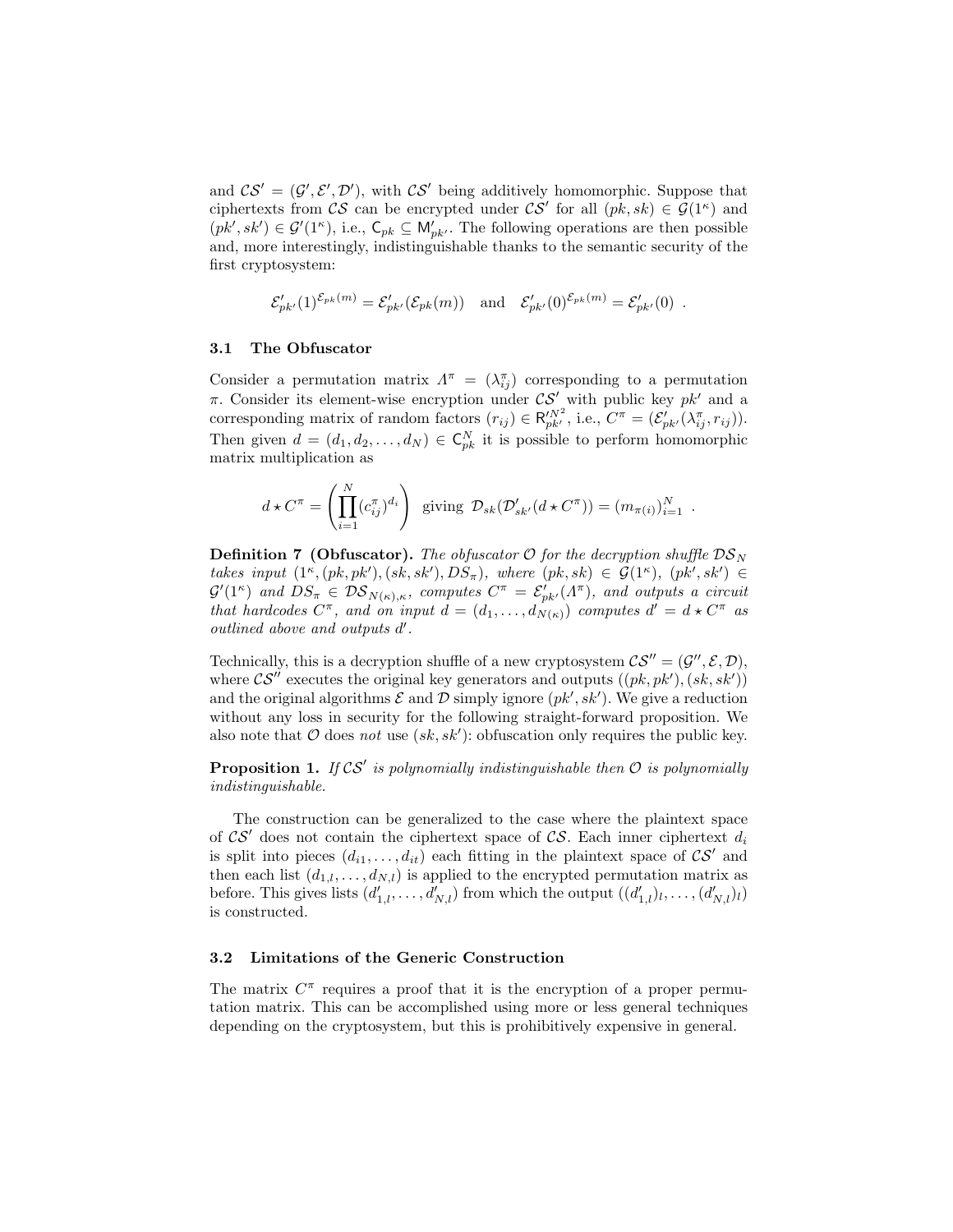and $\mathcal{CS}' = (\mathcal{G}', \mathcal{E}', \mathcal{D}')$, with $\mathcal{CS}'$ being additively homomorphic. Suppose that ciphertexts from $\mathcal{CS}$ can be encrypted under $\mathcal{CS}'$ for all $(pk, sk) \in \mathcal{G}(1^\kappa)$ and $(pk', sk') \in \mathcal{G}'(1^\kappa)$, i.e., $\mathsf{C}_{pk} \subseteq \mathsf{M}'_{pk'}$. The following operations are then possible and, more interestingly, indistinguishable thanks to the semantic security of the first cryptosystem:

$$\mathcal{E}'_{pk'}(1)^{\mathcal{E}_{pk}(m)} = \mathcal{E}'_{pk'}(\mathcal{E}_{pk}(m)) \quad \text{and} \quad \mathcal{E}'_{pk'}(0)^{\mathcal{E}_{pk}(m)} = \mathcal{E}'_{pk'}(0) \ .$$

### 3.1 The Obfuscator

Consider a permutation matrix $\Lambda^\pi = (\lambda^\pi_{ij})$ corresponding to a permutation $\pi$. Consider its element-wise encryption under $\mathcal{CS}'$ with public key $pk'$ and a corresponding matrix of random factors $(r_{ij}) \in \mathsf{R}'^{N^2}_{pk'}$, i.e., $C^\pi = (\mathcal{E}'_{pk'}(\lambda^\pi_{ij}, r_{ij}))$. Then given $d = (d_1, d_2, \ldots, d_N) \in \mathsf{C}^N_{pk}$ it is possible to perform homomorphic matrix multiplication as

$$d \star C^\pi = \left( \prod_{i=1}^{N} (c^\pi_{ij})^{d_i} \right) \ \text{giving} \ \mathcal{D}_{sk}(\mathcal{D}'_{sk'}(d \star C^\pi)) = (m_{\pi(i)})_{i=1}^N \ .$$

**Definition 7 (Obfuscator).** *The obfuscator $\mathcal{O}$ for the decryption shuffle $\mathcal{DS}_N$ takes input $(1^\kappa, (pk, pk'), (sk, sk'), DS_\pi)$, where $(pk, sk) \in \mathcal{G}(1^\kappa)$, $(pk', sk') \in \mathcal{G}'(1^\kappa)$ and $DS_\pi \in \mathcal{DS}_{N(\kappa),\kappa}$, computes $C^\pi = \mathcal{E}'_{pk'}(\Lambda^\pi)$, and outputs a circuit that hardcodes $C^\pi$, and on input $d = (d_1, \ldots, d_{N(\kappa)})$ computes $d' = d \star C^\pi$ as outlined above and outputs $d'$.*

Technically, this is a decryption shuffle of a new cryptosystem $\mathcal{CS}'' = (\mathcal{G}'', \mathcal{E}, \mathcal{D})$, where $\mathcal{CS}''$ executes the original key generators and outputs $((pk, pk'), (sk, sk'))$ and the original algorithms $\mathcal{E}$ and $\mathcal{D}$ simply ignore $(pk', sk')$. We give a reduction without any loss in security for the following straight-forward proposition. We also note that $\mathcal{O}$ does *not* use $(sk, sk')$: obfuscation only requires the public key.

**Proposition 1.** *If $\mathcal{CS}'$ is polynomially indistinguishable then $\mathcal{O}$ is polynomially indistinguishable.*

The construction can be generalized to the case where the plaintext space of $\mathcal{CS}'$ does not contain the ciphertext space of $\mathcal{CS}$. Each inner ciphertext $d_i$ is split into pieces $(d_{i1}, \ldots, d_{it})$ each fitting in the plaintext space of $\mathcal{CS}'$ and then each list $(d_{1,l}, \ldots, d_{N,l})$ is applied to the encrypted permutation matrix as before. This gives lists $(d'_{1,l}, \ldots, d'_{N,l})$ from which the output $((d'_{1,l})_l, \ldots, (d'_{N,l})_l)$ is constructed.

### 3.2 Limitations of the Generic Construction

The matrix $C^\pi$ requires a proof that it is the encryption of a proper permutation matrix. This can be accomplished using more or less general techniques depending on the cryptosystem, but this is prohibitively expensive in general.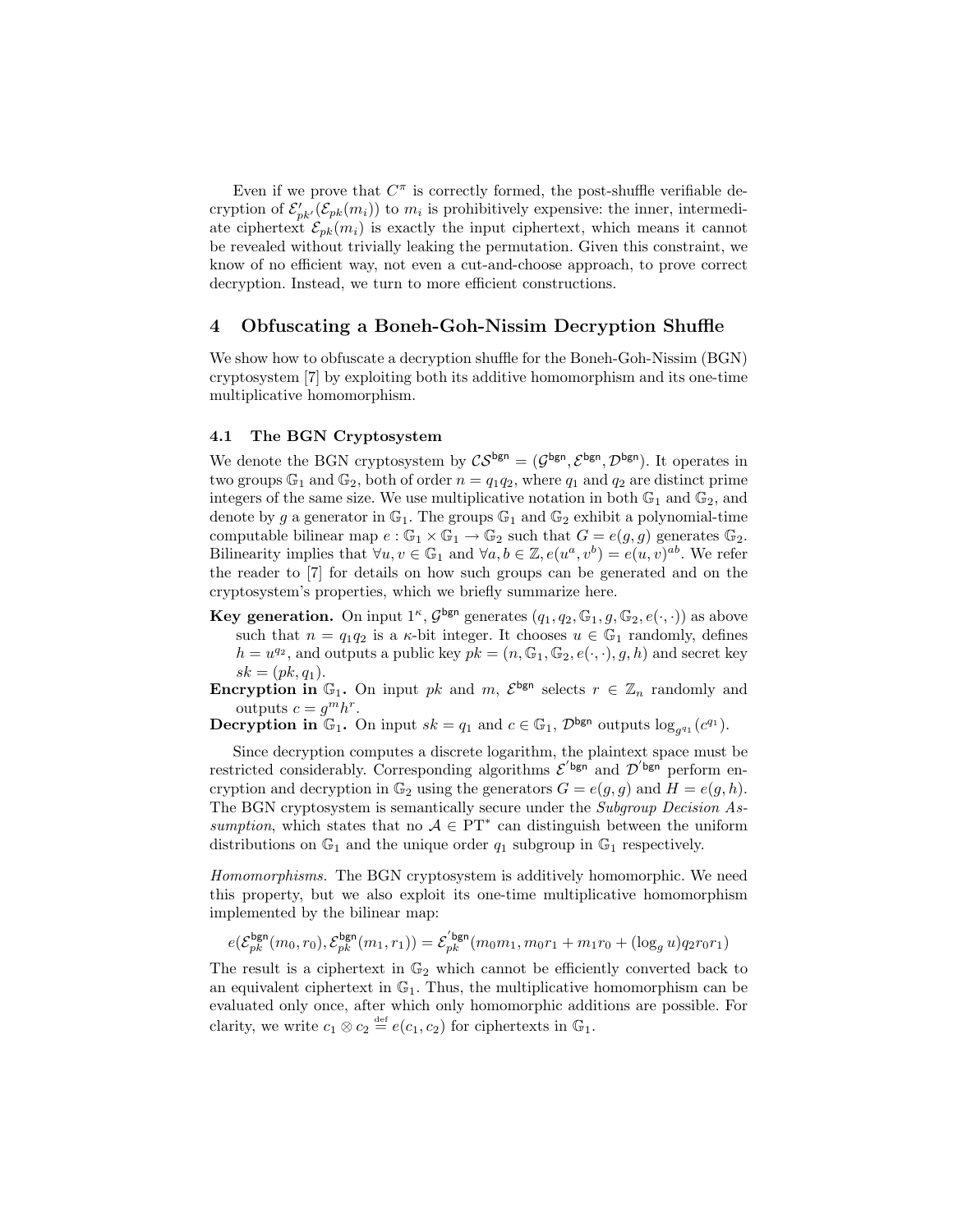Even if we prove that $C^\pi$ is correctly formed, the post-shuffle verifiable decryption of $\mathcal{E}'_{pk'}(\mathcal{E}_{pk}(m_i))$ to $m_i$ is prohibitively expensive: the inner, intermediate ciphertext $\mathcal{E}_{pk}(m_i)$ is exactly the input ciphertext, which means it cannot be revealed without trivially leaking the permutation. Given this constraint, we know of no efficient way, not even a cut-and-choose approach, to prove correct decryption. Instead, we turn to more efficient constructions.

## 4 Obfuscating a Boneh-Goh-Nissim Decryption Shuffle

We show how to obfuscate a decryption shuffle for the Boneh-Goh-Nissim (BGN) cryptosystem [7] by exploiting both its additive homomorphism and its one-time multiplicative homomorphism.

### 4.1 The BGN Cryptosystem

We denote the BGN cryptosystem by $\mathcal{CS}^{\mathsf{bgn}} = (\mathcal{G}^{\mathsf{bgn}}, \mathcal{E}^{\mathsf{bgn}}, \mathcal{D}^{\mathsf{bgn}})$. It operates in two groups $\mathbb{G}_1$ and $\mathbb{G}_2$, both of order $n = q_1 q_2$, where $q_1$ and $q_2$ are distinct prime integers of the same size. We use multiplicative notation in both $\mathbb{G}_1$ and $\mathbb{G}_2$, and denote by $g$ a generator in $\mathbb{G}_1$. The groups $\mathbb{G}_1$ and $\mathbb{G}_2$ exhibit a polynomial-time computable bilinear map $e : \mathbb{G}_1 \times \mathbb{G}_1 \to \mathbb{G}_2$ such that $G = e(g, g)$ generates $\mathbb{G}_2$. Bilinearity implies that $\forall u, v \in \mathbb{G}_1$ and $\forall a, b \in \mathbb{Z}, e(u^a, v^b) = e(u, v)^{ab}$. We refer the reader to [7] for details on how such groups can be generated and on the cryptosystem's properties, which we briefly summarize here.

**Key generation.** On input $1^\kappa$, $\mathcal{G}^{\mathsf{bgn}}$ generates $(q_1, q_2, \mathbb{G}_1, g, \mathbb{G}_2, e(\cdot, \cdot))$ as above such that $n = q_1 q_2$ is a $\kappa$-bit integer. It chooses $u \in \mathbb{G}_1$ randomly, defines $h = u^{q_2}$, and outputs a public key $pk = (n, \mathbb{G}_1, \mathbb{G}_2, e(\cdot, \cdot), g, h)$ and secret key $sk = (pk, q_1)$.

**Encryption in $\mathbb{G}_1$.** On input $pk$ and $m$, $\mathcal{E}^{\mathsf{bgn}}$ selects $r \in \mathbb{Z}_n$ randomly and outputs $c = g^m h^r$.

**Decryption in $\mathbb{G}_1$.** On input $sk = q_1$ and $c \in \mathbb{G}_1$, $\mathcal{D}^{\mathsf{bgn}}$ outputs $\log_{g^{q_1}}(c^{q_1})$.

Since decryption computes a discrete logarithm, the plaintext space must be restricted considerably. Corresponding algorithms $\mathcal{E}'^{\mathsf{bgn}}$ and $\mathcal{D}'^{\mathsf{bgn}}$ perform encryption and decryption in $\mathbb{G}_2$ using the generators $G = e(g, g)$ and $H = e(g, h)$. The BGN cryptosystem is semantically secure under the *Subgroup Decision Assumption*, which states that no $\mathcal{A} \in \mathrm{PT}^*$ can distinguish between the uniform distributions on $\mathbb{G}_1$ and the unique order $q_1$ subgroup in $\mathbb{G}_1$ respectively.

*Homomorphisms.* The BGN cryptosystem is additively homomorphic. We need this property, but we also exploit its one-time multiplicative homomorphism implemented by the bilinear map:

$$e(\mathcal{E}^{\mathsf{bgn}}_{pk}(m_0, r_0), \mathcal{E}^{\mathsf{bgn}}_{pk}(m_1, r_1)) = \mathcal{E}'^{\mathsf{bgn}}_{pk}(m_0 m_1, m_0 r_1 + m_1 r_0 + (\log_g u) q_2 r_0 r_1)$$

The result is a ciphertext in $\mathbb{G}_2$ which cannot be efficiently converted back to an equivalent ciphertext in $\mathbb{G}_1$. Thus, the multiplicative homomorphism can be evaluated only once, after which only homomorphic additions are possible. For clarity, we write $c_1 \otimes c_2 \stackrel{\text{def}}{=} e(c_1, c_2)$ for ciphertexts in $\mathbb{G}_1$.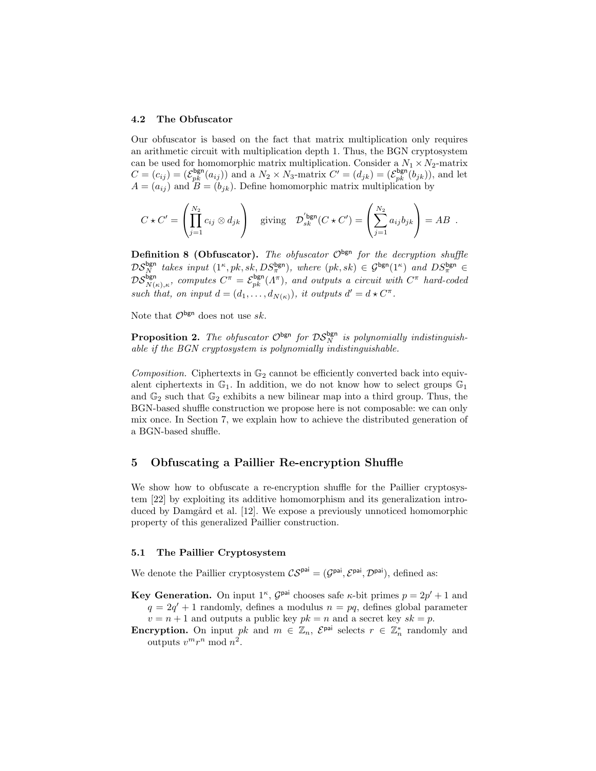### 4.2 The Obfuscator

Our obfuscator is based on the fact that matrix multiplication only requires an arithmetic circuit with multiplication depth 1. Thus, the BGN cryptosystem can be used for homomorphic matrix multiplication. Consider a $N_1 \times N_2$-matrix $C = (c_{ij}) = (\mathcal{E}_{pk}^{\mathsf{bgn}}(a_{ij}))$ and a $N_2 \times N_3$-matrix $C' = (d_{jk}) = (\mathcal{E}_{pk}^{\mathsf{bgn}}(b_{jk}))$, and let $A = (a_{ij})$ and $B = (b_{jk})$. Define homomorphic matrix multiplication by

$$C \star C' = \left( \prod_{j=1}^{N_2} c_{ij} \otimes d_{jk} \right) \quad \text{giving} \quad \mathcal{D}_{sk}^{'\mathsf{bgn}}(C \star C') = \left( \sum_{j=1}^{N_2} a_{ij} b_{jk} \right) = AB \ .$$

**Definition 8 (Obfuscator).** *The obfuscator $\mathcal{O}^{\mathsf{bgn}}$ for the decryption shuffle $\mathcal{DS}_N^{\mathsf{bgn}}$ takes input $(1^\kappa, pk, sk, DS_\pi^{\mathsf{bgn}})$, where $(pk, sk) \in \mathcal{G}^{\mathsf{bgn}}(1^\kappa)$ and $DS_\pi^{\mathsf{bgn}} \in \mathcal{DS}_{N(\kappa),\kappa}^{\mathsf{bgn}}$, computes $C^\pi = \mathcal{E}_{pk}^{\mathsf{bgn}}(\Lambda^\pi)$, and outputs a circuit with $C^\pi$ hard-coded such that, on input $d = (d_1, \ldots, d_{N(\kappa)})$, it outputs $d' = d \star C^\pi$.*

Note that $\mathcal{O}^{\mathsf{bgn}}$ does not use $sk$.

**Proposition 2.** *The obfuscator $\mathcal{O}^{\mathsf{bgn}}$ for $\mathcal{DS}_N^{\mathsf{bgn}}$ is polynomially indistinguishable if the BGN cryptosystem is polynomially indistinguishable.*

*Composition.* Ciphertexts in $\mathbb{G}_2$ cannot be efficiently converted back into equivalent ciphertexts in $\mathbb{G}_1$. In addition, we do not know how to select groups $\mathbb{G}_1$ and $\mathbb{G}_2$ such that $\mathbb{G}_2$ exhibits a new bilinear map into a third group. Thus, the BGN-based shuffle construction we propose here is not composable: we can only mix once. In Section 7, we explain how to achieve the distributed generation of a BGN-based shuffle.

## 5 Obfuscating a Paillier Re-encryption Shuffle

We show how to obfuscate a re-encryption shuffle for the Paillier cryptosystem [22] by exploiting its additive homomorphism and its generalization introduced by Damgård et al. [12]. We expose a previously unnoticed homomorphic property of this generalized Paillier construction.

### 5.1 The Paillier Cryptosystem

We denote the Paillier cryptosystem $\mathcal{CS}^{\mathsf{pai}} = (\mathcal{G}^{\mathsf{pai}}, \mathcal{E}^{\mathsf{pai}}, \mathcal{D}^{\mathsf{pai}})$, defined as:

**Key Generation.** On input $1^\kappa$, $\mathcal{G}^{\mathsf{pai}}$ chooses safe $\kappa$-bit primes $p = 2p' + 1$ and $q = 2q' + 1$ randomly, defines a modulus $n = pq$, defines global parameter $v = n + 1$ and outputs a public key $pk = n$ and a secret key $sk = p$.

**Encryption.** On input $pk$ and $m \in \mathbb{Z}_n$, $\mathcal{E}^{\mathsf{pai}}$ selects $r \in \mathbb{Z}_n^*$ randomly and outputs $v^m r^n \bmod n^2$.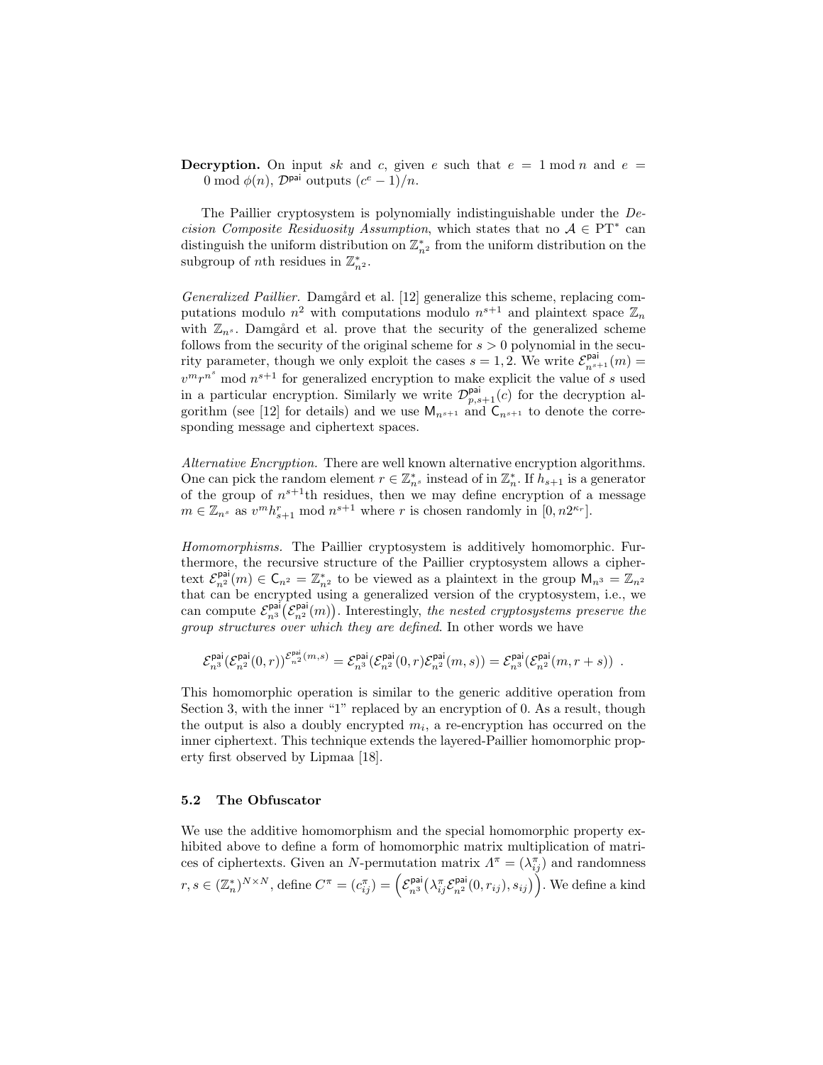**Decryption.** On input $sk$ and $c$, given $e$ such that $e = 1 \bmod n$ and $e = 0 \bmod \phi(n)$, $\mathcal{D}^{\mathsf{pai}}$ outputs $(c^e - 1)/n$.

The Paillier cryptosystem is polynomially indistinguishable under the *Decision Composite Residuosity Assumption*, which states that no $\mathcal{A} \in \mathrm{PT}^*$ can distinguish the uniform distribution on $\mathbb{Z}_{n^2}^*$ from the uniform distribution on the subgroup of $n$th residues in $\mathbb{Z}_{n^2}^*$.

*Generalized Paillier.* Damgård et al. [12] generalize this scheme, replacing computations modulo $n^2$ with computations modulo $n^{s+1}$ and plaintext space $\mathbb{Z}_n$ with $\mathbb{Z}_{n^s}$. Damgård et al. prove that the security of the generalized scheme follows from the security of the original scheme for $s > 0$ polynomial in the security parameter, though we only exploit the cases $s = 1, 2$. We write $\mathcal{E}^{\mathsf{pai}}_{n^{s+1}}(m) = v^m r^{n^s} \bmod n^{s+1}$ for generalized encryption to make explicit the value of $s$ used in a particular encryption. Similarly we write $\mathcal{D}^{\mathsf{pai}}_{p,s+1}(c)$ for the decryption algorithm (see [12] for details) and we use $\mathsf{M}_{n^{s+1}}$ and $\mathsf{C}_{n^{s+1}}$ to denote the corresponding message and ciphertext spaces.

*Alternative Encryption.* There are well known alternative encryption algorithms. One can pick the random element $r \in \mathbb{Z}_{n^s}^*$ instead of in $\mathbb{Z}_n^*$. If $h_{s+1}$ is a generator of the group of $n^{s+1}$th residues, then we may define encryption of a message $m \in \mathbb{Z}_{n^s}$ as $v^m h_{s+1}^r \bmod n^{s+1}$ where $r$ is chosen randomly in $[0, n2^{\kappa_r}]$.

*Homomorphisms.* The Paillier cryptosystem is additively homomorphic. Furthermore, the recursive structure of the Paillier cryptosystem allows a ciphertext $\mathcal{E}^{\mathsf{pai}}_{n^2}(m) \in \mathsf{C}_{n^2} = \mathbb{Z}_{n^2}^*$ to be viewed as a plaintext in the group $\mathsf{M}_{n^3} = \mathbb{Z}_{n^2}$ that can be encrypted using a generalized version of the cryptosystem, i.e., we can compute $\mathcal{E}^{\mathsf{pai}}_{n^3}\big(\mathcal{E}^{\mathsf{pai}}_{n^2}(m)\big)$. Interestingly, *the nested cryptosystems preserve the group structures over which they are defined*. In other words we have

$$\mathcal{E}^{\mathsf{pai}}_{n^3}(\mathcal{E}^{\mathsf{pai}}_{n^2}(0,r))^{\mathcal{E}^{\mathsf{pai}}_{n^2}(m,s)} = \mathcal{E}^{\mathsf{pai}}_{n^3}(\mathcal{E}^{\mathsf{pai}}_{n^2}(0,r)\mathcal{E}^{\mathsf{pai}}_{n^2}(m,s)) = \mathcal{E}^{\mathsf{pai}}_{n^3}(\mathcal{E}^{\mathsf{pai}}_{n^2}(m,r+s)) \ .$$

This homomorphic operation is similar to the generic additive operation from Section 3, with the inner "1" replaced by an encryption of 0. As a result, though the output is also a doubly encrypted $m_i$, a re-encryption has occurred on the inner ciphertext. This technique extends the layered-Paillier homomorphic property first observed by Lipmaa [18].

### 5.2 The Obfuscator

We use the additive homomorphism and the special homomorphic property exhibited above to define a form of homomorphic matrix multiplication of matrices of ciphertexts. Given an $N$-permutation matrix $\Lambda^\pi = (\lambda^\pi_{ij})$ and randomness $r, s \in (\mathbb{Z}_n^*)^{N \times N}$, define $C^\pi = (c^\pi_{ij}) = \Big(\mathcal{E}^{\mathsf{pai}}_{n^3}\big(\lambda^\pi_{ij}\mathcal{E}^{\mathsf{pai}}_{n^2}(0, r_{ij}), s_{ij}\big)\Big)$. We define a kind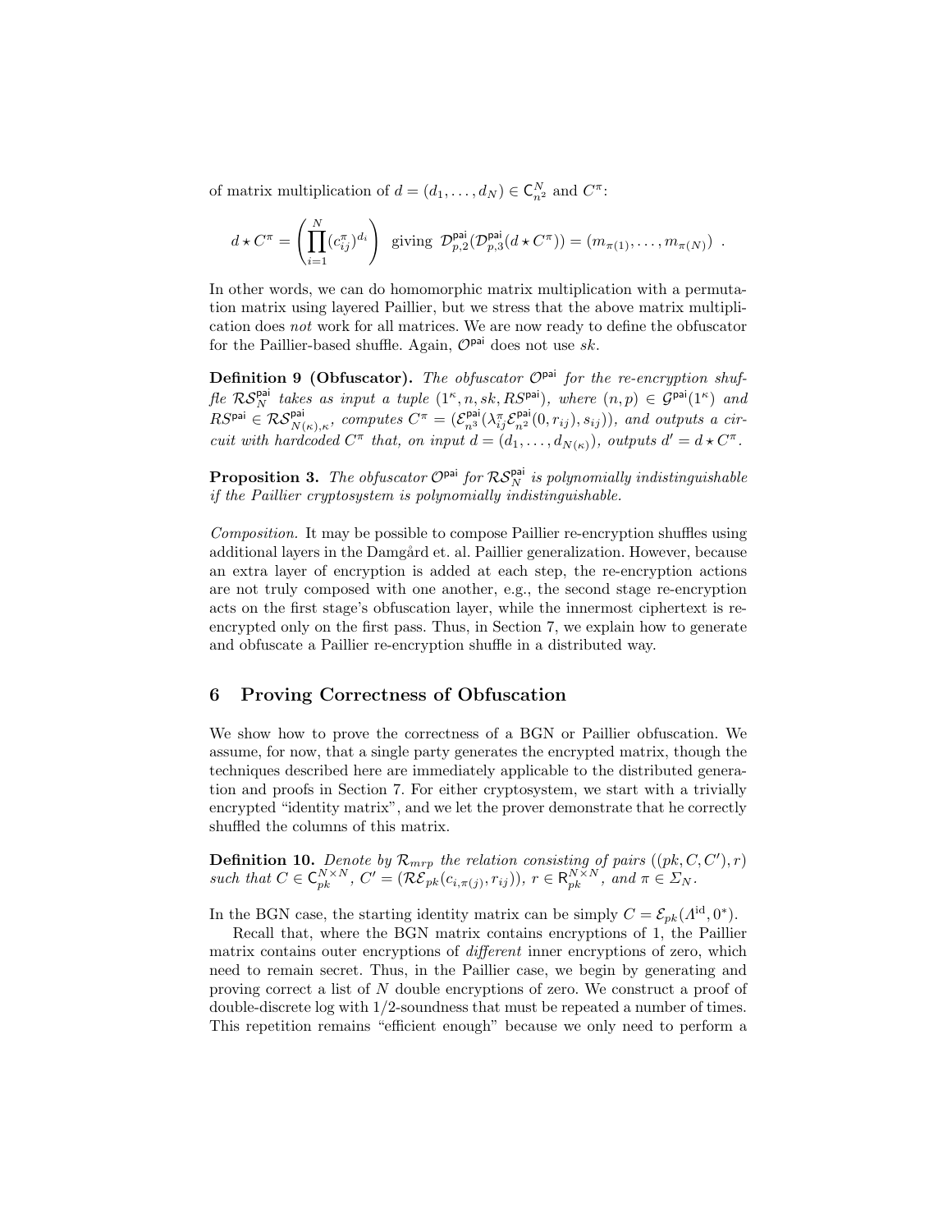of matrix multiplication of $d = (d_1, \ldots, d_N) \in \mathsf{C}_{n^2}^N$ and $C^\pi$:

$$d \star C^\pi = \left( \prod_{i=1}^{N} (c_{ij}^\pi)^{d_i} \right) \text{ giving } \mathcal{D}_{p,2}^{\mathsf{pai}}(\mathcal{D}_{p,3}^{\mathsf{pai}}(d \star C^\pi)) = (m_{\pi(1)}, \ldots, m_{\pi(N)}) .$$

In other words, we can do homomorphic matrix multiplication with a permutation matrix using layered Paillier, but we stress that the above matrix multiplication does *not* work for all matrices. We are now ready to define the obfuscator for the Paillier-based shuffle. Again, $\mathcal{O}^{\mathsf{pai}}$ does not use $sk$.

**Definition 9 (Obfuscator).** *The obfuscator $\mathcal{O}^{\mathsf{pai}}$ for the re-encryption shuffle $\mathcal{RS}_N^{\mathsf{pai}}$ takes as input a tuple $(1^\kappa, n, sk, RS^{\mathsf{pai}})$, where $(n, p) \in \mathcal{G}^{\mathsf{pai}}(1^\kappa)$ and $RS^{\mathsf{pai}} \in \mathcal{RS}_{N(\kappa),\kappa}^{\mathsf{pai}}$, computes $C^\pi = (\mathcal{E}_{n^3}^{\mathsf{pai}}(\lambda_{ij}^\pi \mathcal{E}_{n^2}^{\mathsf{pai}}(0, r_{ij}), s_{ij}))$, and outputs a circuit with hardcoded $C^\pi$ that, on input $d = (d_1, \ldots, d_{N(\kappa)})$, outputs $d' = d \star C^\pi$.*

**Proposition 3.** *The obfuscator $\mathcal{O}^{\mathsf{pai}}$ for $\mathcal{RS}_N^{\mathsf{pai}}$ is polynomially indistinguishable if the Paillier cryptosystem is polynomially indistinguishable.*

*Composition.* It may be possible to compose Paillier re-encryption shuffles using additional layers in the Damgård et. al. Paillier generalization. However, because an extra layer of encryption is added at each step, the re-encryption actions are not truly composed with one another, e.g., the second stage re-encryption acts on the first stage's obfuscation layer, while the innermost ciphertext is re-encrypted only on the first pass. Thus, in Section 7, we explain how to generate and obfuscate a Paillier re-encryption shuffle in a distributed way.

## 6 Proving Correctness of Obfuscation

We show how to prove the correctness of a BGN or Paillier obfuscation. We assume, for now, that a single party generates the encrypted matrix, though the techniques described here are immediately applicable to the distributed generation and proofs in Section 7. For either cryptosystem, we start with a trivially encrypted "identity matrix", and we let the prover demonstrate that he correctly shuffled the columns of this matrix.

**Definition 10.** *Denote by $\mathcal{R}_{mrp}$ the relation consisting of pairs $((pk, C, C'), r)$ such that $C \in \mathsf{C}_{pk}^{N \times N}$, $C' = (\mathcal{RE}_{pk}(c_{i,\pi(j)}, r_{ij}))$, $r \in \mathsf{R}_{pk}^{N \times N}$, and $\pi \in \Sigma_N$.*

In the BGN case, the starting identity matrix can be simply $C = \mathcal{E}_{pk}(\Lambda^{\mathrm{id}}, 0^*)$.

Recall that, where the BGN matrix contains encryptions of 1, the Paillier matrix contains outer encryptions of *different* inner encryptions of zero, which need to remain secret. Thus, in the Paillier case, we begin by generating and proving correct a list of $N$ double encryptions of zero. We construct a proof of double-discrete log with 1/2-soundness that must be repeated a number of times. This repetition remains "efficient enough" because we only need to perform a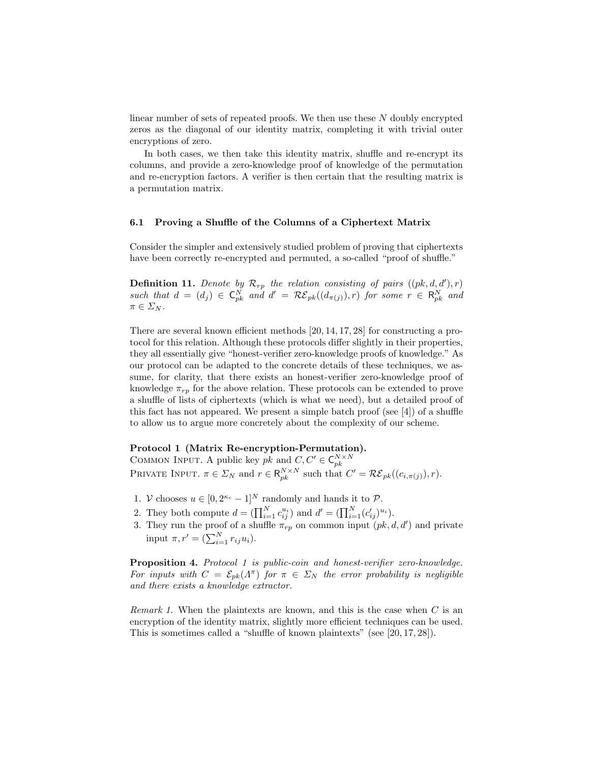linear number of sets of repeated proofs. We then use these $N$ doubly encrypted zeros as the diagonal of our identity matrix, completing it with trivial outer encryptions of zero.

In both cases, we then take this identity matrix, shuffle and re-encrypt its columns, and provide a zero-knowledge proof of knowledge of the permutation and re-encryption factors. A verifier is then certain that the resulting matrix is a permutation matrix.

### 6.1 Proving a Shuffle of the Columns of a Ciphertext Matrix

Consider the simpler and extensively studied problem of proving that ciphertexts have been correctly re-encrypted and permuted, a so-called "proof of shuffle."

**Definition 11.** *Denote by $\mathcal{R}_{rp}$ the relation consisting of pairs $((pk, d, d'), r)$ such that $d = (d_j) \in \mathsf{C}_{pk}^N$ and $d' = \mathcal{RE}_{pk}((d_{\pi(j)}), r)$ for some $r \in \mathsf{R}_{pk}^N$ and $\pi \in \Sigma_N$.*

There are several known efficient methods [20, 14, 17, 28] for constructing a protocol for this relation. Although these protocols differ slightly in their properties, they all essentially give "honest-verifier zero-knowledge proofs of knowledge." As our protocol can be adapted to the concrete details of these techniques, we assume, for clarity, that there exists an honest-verifier zero-knowledge proof of knowledge $\pi_{rp}$ for the above relation. These protocols can be extended to prove a shuffle of lists of ciphertexts (which is what we need), but a detailed proof of this fact has not appeared. We present a simple batch proof (see [4]) of a shuffle to allow us to argue more concretely about the complexity of our scheme.

**Protocol 1 (Matrix Re-encryption-Permutation).**
Common Input. A public key $pk$ and $C, C' \in \mathsf{C}_{pk}^{N\times N}$
Private Input. $\pi \in \Sigma_N$ and $r \in \mathsf{R}_{pk}^{N\times N}$ such that $C' = \mathcal{RE}_{pk}((c_{i,\pi(j)}), r)$.

1. $\mathcal{V}$ chooses $u \in [0, 2^{\kappa_c} - 1]^N$ randomly and hands it to $\mathcal{P}$.
2. They both compute $d = (\prod_{i=1}^N c_{ij}^{u_i})$ and $d' = (\prod_{i=1}^N (c'_{ij})^{u_i})$.
3. They run the proof of a shuffle $\pi_{rp}$ on common input $(pk, d, d')$ and private input $\pi, r' = (\sum_{i=1}^N r_{ij}u_i)$.

**Proposition 4.** *Protocol 1 is public-coin and honest-verifier zero-knowledge. For inputs with $C = \mathcal{E}_{pk}(\Lambda^\pi)$ for $\pi \in \Sigma_N$ the error probability is negligible and there exists a knowledge extractor.*

*Remark 1.* When the plaintexts are known, and this is the case when $C$ is an encryption of the identity matrix, slightly more efficient techniques can be used. This is sometimes called a "shuffle of known plaintexts" (see [20, 17, 28]).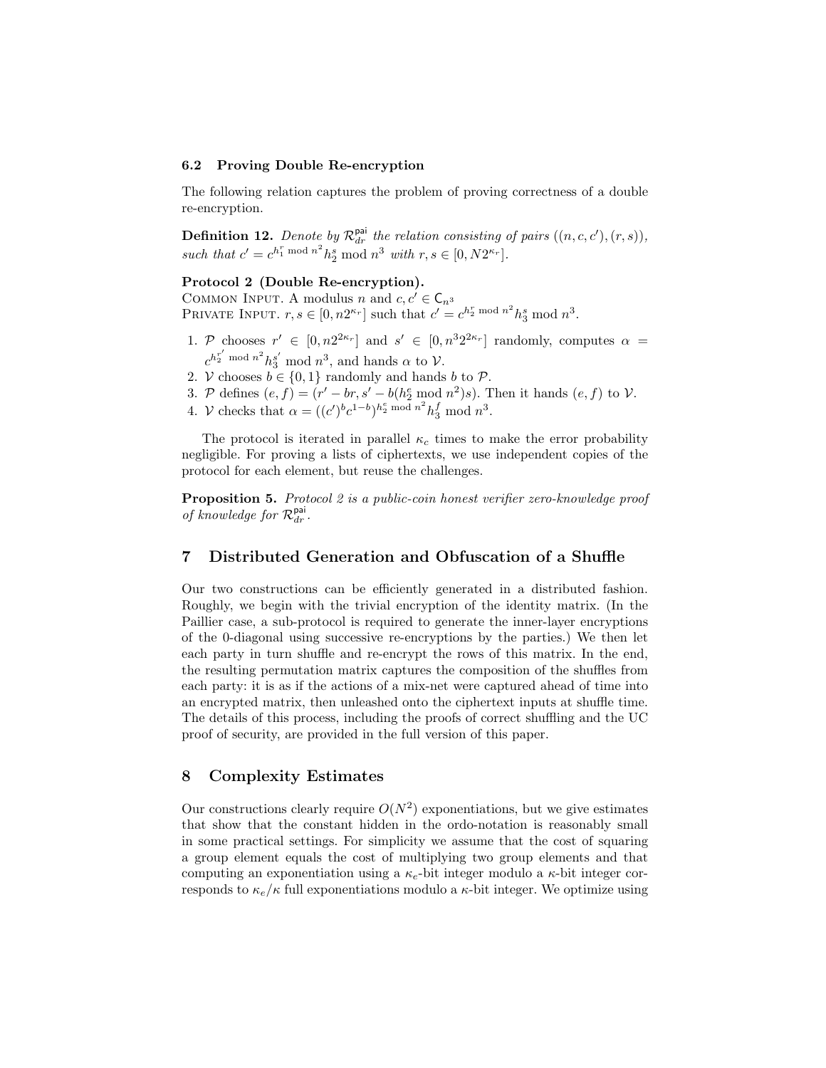### 6.2 Proving Double Re-encryption

The following relation captures the problem of proving correctness of a double re-encryption.

**Definition 12.** *Denote by $\mathcal{R}_{dr}^{\mathsf{pai}}$ the relation consisting of pairs $((n, c, c'), (r, s))$, such that $c' = c^{h_1^r \bmod n^2} h_2^s \bmod n^3$ with $r, s \in [0, N2^{\kappa_r}]$.*

**Protocol 2 (Double Re-encryption).**
Common Input. A modulus $n$ and $c, c' \in \mathsf{C}_{n^3}$
Private Input. $r, s \in [0, n2^{\kappa_r}]$ such that $c' = c^{h_2^r \bmod n^2} h_3^s \bmod n^3$.

1. $\mathcal{P}$ chooses $r' \in [0, n2^{2\kappa_r}]$ and $s' \in [0, n^3 2^{2\kappa_r}]$ randomly, computes $\alpha = c^{h_2^{r'} \bmod n^2} h_3^{s'} \bmod n^3$, and hands $\alpha$ to $\mathcal{V}$.
2. $\mathcal{V}$ chooses $b \in \{0, 1\}$ randomly and hands $b$ to $\mathcal{P}$.
3. $\mathcal{P}$ defines $(e, f) = (r' - br, s' - b(h_2^e \bmod n^2)s)$. Then it hands $(e, f)$ to $\mathcal{V}$.
4. $\mathcal{V}$ checks that $\alpha = ((c')^b c^{1-b})^{h_2^e \bmod n^2} h_3^f \bmod n^3$.

The protocol is iterated in parallel $\kappa_c$ times to make the error probability negligible. For proving a lists of ciphertexts, we use independent copies of the protocol for each element, but reuse the challenges.

**Proposition 5.** *Protocol 2 is a public-coin honest verifier zero-knowledge proof of knowledge for $\mathcal{R}_{dr}^{\mathsf{pai}}$.*

## 7 Distributed Generation and Obfuscation of a Shuffle

Our two constructions can be efficiently generated in a distributed fashion. Roughly, we begin with the trivial encryption of the identity matrix. (In the Paillier case, a sub-protocol is required to generate the inner-layer encryptions of the 0-diagonal using successive re-encryptions by the parties.) We then let each party in turn shuffle and re-encrypt the rows of this matrix. In the end, the resulting permutation matrix captures the composition of the shuffles from each party: it is as if the actions of a mix-net were captured ahead of time into an encrypted matrix, then unleashed onto the ciphertext inputs at shuffle time. The details of this process, including the proofs of correct shuffling and the UC proof of security, are provided in the full version of this paper.

## 8 Complexity Estimates

Our constructions clearly require $O(N^2)$ exponentiations, but we give estimates that show that the constant hidden in the ordo-notation is reasonably small in some practical settings. For simplicity we assume that the cost of squaring a group element equals the cost of multiplying two group elements and that computing an exponentiation using a $\kappa_e$-bit integer modulo a $\kappa$-bit integer corresponds to $\kappa_e/\kappa$ full exponentiations modulo a $\kappa$-bit integer. We optimize using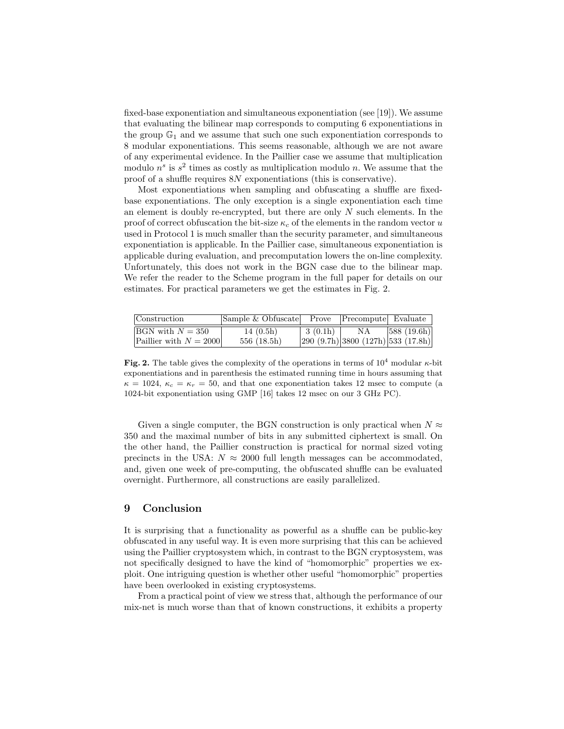fixed-base exponentiation and simultaneous exponentiation (see [19]). We assume that evaluating the bilinear map corresponds to computing 6 exponentiations in the group $\mathbb{G}_1$ and we assume that such one such exponentiation corresponds to 8 modular exponentiations. This seems reasonable, although we are not aware of any experimental evidence. In the Paillier case we assume that multiplication modulo $n^s$ is $s^2$ times as costly as multiplication modulo $n$. We assume that the proof of a shuffle requires $8N$ exponentiations (this is conservative).

Most exponentiations when sampling and obfuscating a shuffle are fixed-base exponentiations. The only exception is a single exponentiation each time an element is doubly re-encrypted, but there are only $N$ such elements. In the proof of correct obfuscation the bit-size $\kappa_c$ of the elements in the random vector $u$ used in Protocol 1 is much smaller than the security parameter, and simultaneous exponentiation is applicable. In the Paillier case, simultaneous exponentiation is applicable during evaluation, and precomputation lowers the on-line complexity. Unfortunately, this does not work in the BGN case due to the bilinear map. We refer the reader to the Scheme program in the full paper for details on our estimates. For practical parameters we get the estimates in Fig. 2.

| Construction | Sample & Obfuscate | Prove | Precompute | Evaluate |
|---|---|---|---|---|
| BGN with $N = 350$ | 14 (0.5h) | 3 (0.1h) | NA | 588 (19.6h) |
| Paillier with $N = 2000$ | 556 (18.5h) | 290 (9.7h) | 3800 (127h) | 533 (17.8h) |

**Fig. 2.** The table gives the complexity of the operations in terms of $10^4$ modular $\kappa$-bit exponentiations and in parenthesis the estimated running time in hours assuming that $\kappa = 1024$, $\kappa_c = \kappa_r = 50$, and that one exponentiation takes 12 msec to compute (a 1024-bit exponentiation using GMP [16] takes 12 msec on our 3 GHz PC).

Given a single computer, the BGN construction is only practical when $N \approx 350$ and the maximal number of bits in any submitted ciphertext is small. On the other hand, the Paillier construction is practical for normal sized voting precincts in the USA: $N \approx 2000$ full length messages can be accommodated, and, given one week of pre-computing, the obfuscated shuffle can be evaluated overnight. Furthermore, all constructions are easily parallelized.

## 9 Conclusion

It is surprising that a functionality as powerful as a shuffle can be public-key obfuscated in any useful way. It is even more surprising that this can be achieved using the Paillier cryptosystem which, in contrast to the BGN cryptosystem, was not specifically designed to have the kind of "homomorphic" properties we exploit. One intriguing question is whether other useful "homomorphic" properties have been overlooked in existing cryptosystems.

From a practical point of view we stress that, although the performance of our mix-net is much worse than that of known constructions, it exhibits a property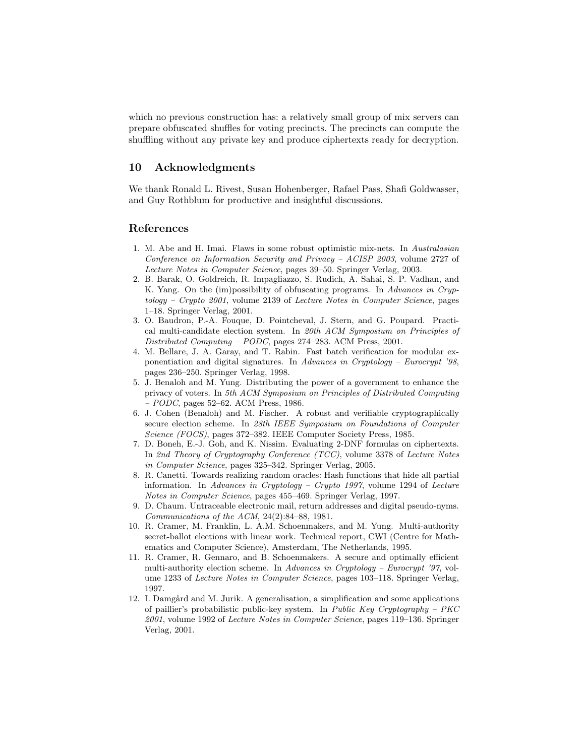which no previous construction has: a relatively small group of mix servers can prepare obfuscated shuffles for voting precincts. The precincts can compute the shuffling without any private key and produce ciphertexts ready for decryption.

## 10 Acknowledgments

We thank Ronald L. Rivest, Susan Hohenberger, Rafael Pass, Shafi Goldwasser, and Guy Rothblum for productive and insightful discussions.

## References

1. M. Abe and H. Imai. Flaws in some robust optimistic mix-nets. In *Australasian Conference on Information Security and Privacy – ACISP 2003*, volume 2727 of *Lecture Notes in Computer Science*, pages 39–50. Springer Verlag, 2003.
2. B. Barak, O. Goldreich, R. Impagliazzo, S. Rudich, A. Sahai, S. P. Vadhan, and K. Yang. On the (im)possibility of obfuscating programs. In *Advances in Cryptology – Crypto 2001*, volume 2139 of *Lecture Notes in Computer Science*, pages 1–18. Springer Verlag, 2001.
3. O. Baudron, P.-A. Fouque, D. Pointcheval, J. Stern, and G. Poupard. Practical multi-candidate election system. In *20th ACM Symposium on Principles of Distributed Computing – PODC*, pages 274–283. ACM Press, 2001.
4. M. Bellare, J. A. Garay, and T. Rabin. Fast batch verification for modular exponentiation and digital signatures. In *Advances in Cryptology – Eurocrypt '98*, pages 236–250. Springer Verlag, 1998.
5. J. Benaloh and M. Yung. Distributing the power of a government to enhance the privacy of voters. In *5th ACM Symposium on Principles of Distributed Computing – PODC*, pages 52–62. ACM Press, 1986.
6. J. Cohen (Benaloh) and M. Fischer. A robust and verifiable cryptographically secure election scheme. In *28th IEEE Symposium on Foundations of Computer Science (FOCS)*, pages 372–382. IEEE Computer Society Press, 1985.
7. D. Boneh, E.-J. Goh, and K. Nissim. Evaluating 2-DNF formulas on ciphertexts. In *2nd Theory of Cryptography Conference (TCC)*, volume 3378 of *Lecture Notes in Computer Science*, pages 325–342. Springer Verlag, 2005.
8. R. Canetti. Towards realizing random oracles: Hash functions that hide all partial information. In *Advances in Cryptology – Crypto 1997*, volume 1294 of *Lecture Notes in Computer Science*, pages 455–469. Springer Verlag, 1997.
9. D. Chaum. Untraceable electronic mail, return addresses and digital pseudo-nyms. *Communications of the ACM*, 24(2):84–88, 1981.
10. R. Cramer, M. Franklin, L. A.M. Schoenmakers, and M. Yung. Multi-authority secret-ballot elections with linear work. Technical report, CWI (Centre for Mathematics and Computer Science), Amsterdam, The Netherlands, 1995.
11. R. Cramer, R. Gennaro, and B. Schoenmakers. A secure and optimally efficient multi-authority election scheme. In *Advances in Cryptology – Eurocrypt '97*, volume 1233 of *Lecture Notes in Computer Science*, pages 103–118. Springer Verlag, 1997.
12. I. Damgård and M. Jurik. A generalisation, a simplification and some applications of paillier's probabilistic public-key system. In *Public Key Cryptography – PKC 2001*, volume 1992 of *Lecture Notes in Computer Science*, pages 119–136. Springer Verlag, 2001.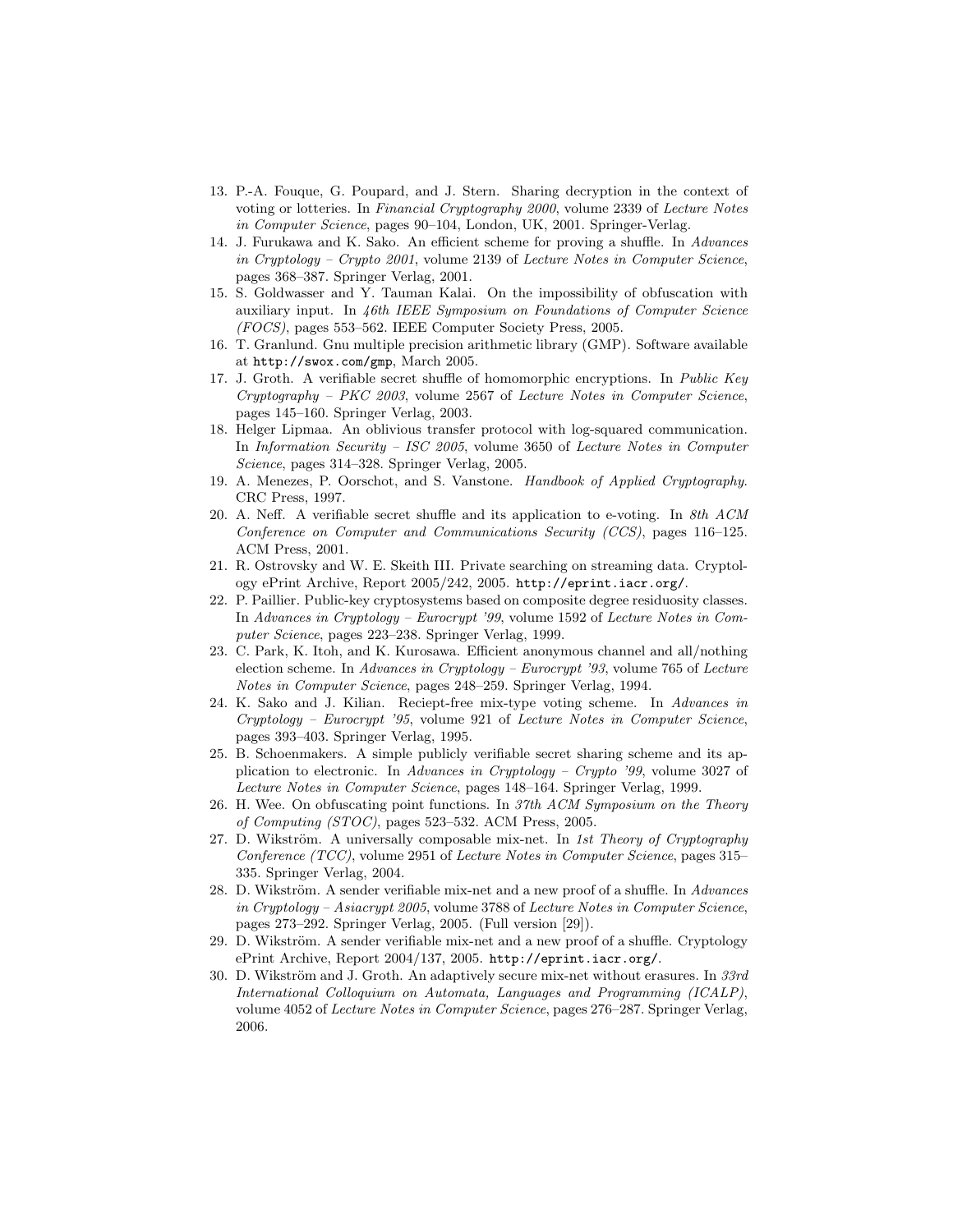13. P.-A. Fouque, G. Poupard, and J. Stern. Sharing decryption in the context of voting or lotteries. In *Financial Cryptography 2000*, volume 2339 of *Lecture Notes in Computer Science*, pages 90–104, London, UK, 2001. Springer-Verlag.
14. J. Furukawa and K. Sako. An efficient scheme for proving a shuffle. In *Advances in Cryptology – Crypto 2001*, volume 2139 of *Lecture Notes in Computer Science*, pages 368–387. Springer Verlag, 2001.
15. S. Goldwasser and Y. Tauman Kalai. On the impossibility of obfuscation with auxiliary input. In *46th IEEE Symposium on Foundations of Computer Science (FOCS)*, pages 553–562. IEEE Computer Society Press, 2005.
16. T. Granlund. Gnu multiple precision arithmetic library (GMP). Software available at `http://swox.com/gmp`, March 2005.
17. J. Groth. A verifiable secret shuffle of homomorphic encryptions. In *Public Key Cryptography – PKC 2003*, volume 2567 of *Lecture Notes in Computer Science*, pages 145–160. Springer Verlag, 2003.
18. Helger Lipmaa. An oblivious transfer protocol with log-squared communication. In *Information Security – ISC 2005*, volume 3650 of *Lecture Notes in Computer Science*, pages 314–328. Springer Verlag, 2005.
19. A. Menezes, P. Oorschot, and S. Vanstone. *Handbook of Applied Cryptography*. CRC Press, 1997.
20. A. Neff. A verifiable secret shuffle and its application to e-voting. In *8th ACM Conference on Computer and Communications Security (CCS)*, pages 116–125. ACM Press, 2001.
21. R. Ostrovsky and W. E. Skeith III. Private searching on streaming data. Cryptology ePrint Archive, Report 2005/242, 2005. `http://eprint.iacr.org/`.
22. P. Paillier. Public-key cryptosystems based on composite degree residuosity classes. In *Advances in Cryptology – Eurocrypt '99*, volume 1592 of *Lecture Notes in Computer Science*, pages 223–238. Springer Verlag, 1999.
23. C. Park, K. Itoh, and K. Kurosawa. Efficient anonymous channel and all/nothing election scheme. In *Advances in Cryptology – Eurocrypt '93*, volume 765 of *Lecture Notes in Computer Science*, pages 248–259. Springer Verlag, 1994.
24. K. Sako and J. Kilian. Reciept-free mix-type voting scheme. In *Advances in Cryptology – Eurocrypt '95*, volume 921 of *Lecture Notes in Computer Science*, pages 393–403. Springer Verlag, 1995.
25. B. Schoenmakers. A simple publicly verifiable secret sharing scheme and its application to electronic. In *Advances in Cryptology – Crypto '99*, volume 3027 of *Lecture Notes in Computer Science*, pages 148–164. Springer Verlag, 1999.
26. H. Wee. On obfuscating point functions. In *37th ACM Symposium on the Theory of Computing (STOC)*, pages 523–532. ACM Press, 2005.
27. D. Wikström. A universally composable mix-net. In *1st Theory of Cryptography Conference (TCC)*, volume 2951 of *Lecture Notes in Computer Science*, pages 315–335. Springer Verlag, 2004.
28. D. Wikström. A sender verifiable mix-net and a new proof of a shuffle. In *Advances in Cryptology – Asiacrypt 2005*, volume 3788 of *Lecture Notes in Computer Science*, pages 273–292. Springer Verlag, 2005. (Full version [29]).
29. D. Wikström. A sender verifiable mix-net and a new proof of a shuffle. Cryptology ePrint Archive, Report 2004/137, 2005. `http://eprint.iacr.org/`.
30. D. Wikström and J. Groth. An adaptively secure mix-net without erasures. In *33rd International Colloquium on Automata, Languages and Programming (ICALP)*, volume 4052 of *Lecture Notes in Computer Science*, pages 276–287. Springer Verlag, 2006.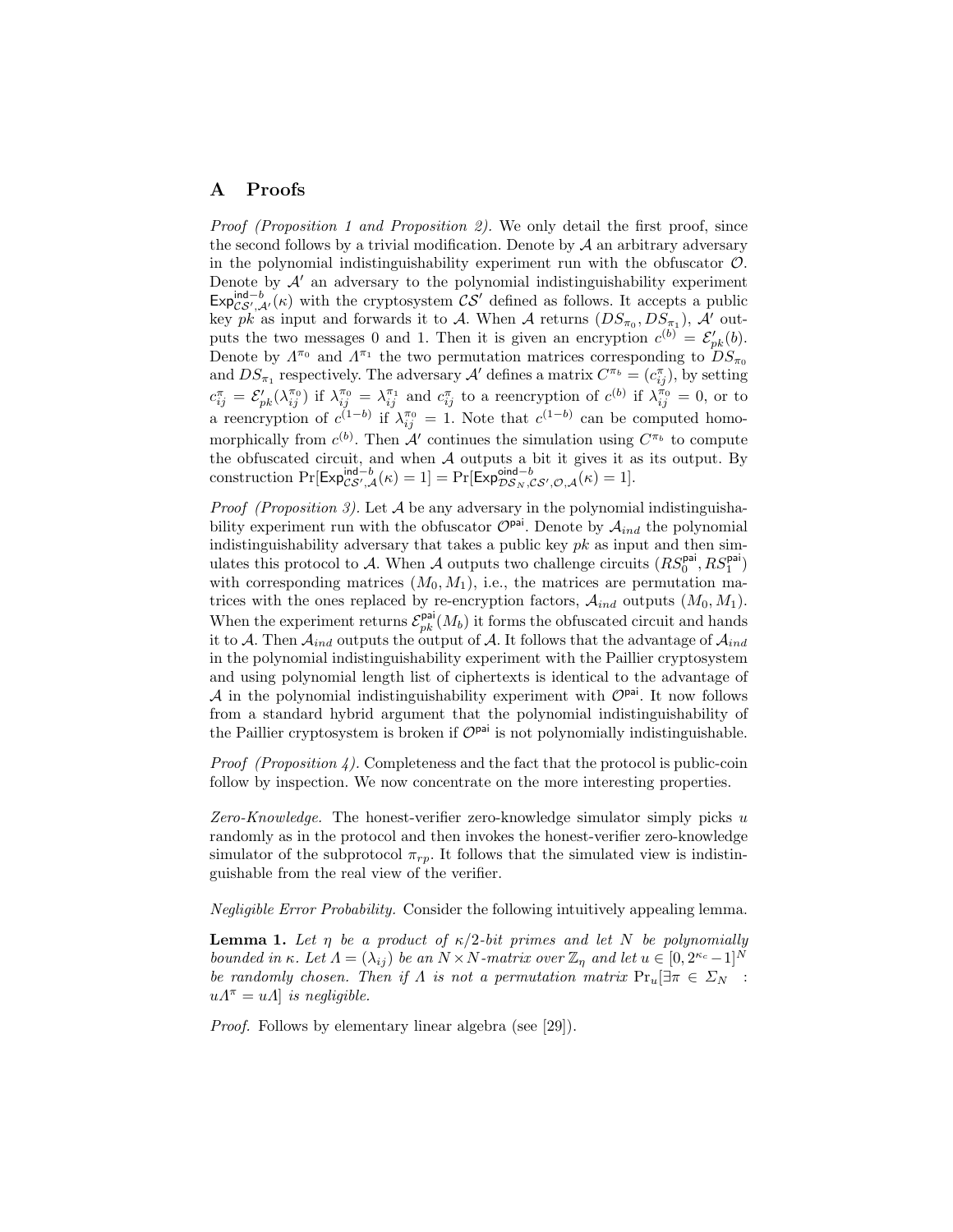# A Proofs

*Proof (Proposition 1 and Proposition 2).* We only detail the first proof, since the second follows by a trivial modification. Denote by $\mathcal{A}$ an arbitrary adversary in the polynomial indistinguishability experiment run with the obfuscator $\mathcal{O}$. Denote by $\mathcal{A}'$ an adversary to the polynomial indistinguishability experiment $\mathsf{Exp}^{\mathsf{ind}-b}_{\mathcal{CS}',\mathcal{A}'}(\kappa)$ with the cryptosystem $\mathcal{CS}'$ defined as follows. It accepts a public key $pk$ as input and forwards it to $\mathcal{A}$. When $\mathcal{A}$ returns $(DS_{\pi_0}, DS_{\pi_1})$, $\mathcal{A}'$ outputs the two messages 0 and 1. Then it is given an encryption $c^{(b)} = \mathcal{E}'_{pk}(b)$. Denote by $\Lambda^{\pi_0}$ and $\Lambda^{\pi_1}$ the two permutation matrices corresponding to $DS_{\pi_0}$ and $DS_{\pi_1}$ respectively. The adversary $\mathcal{A}'$ defines a matrix $C^{\pi_b} = (c^{\pi}_{ij})$, by setting $c^{\pi}_{ij} = \mathcal{E}'_{pk}(\lambda^{\pi_0}_{ij})$ if $\lambda^{\pi_0}_{ij} = \lambda^{\pi_1}_{ij}$ and $c^{\pi}_{ij}$ to a reencryption of $c^{(b)}$ if $\lambda^{\pi_0}_{ij} = 0$, or to a reencryption of $c^{(1-b)}$ if $\lambda^{\pi_0}_{ij} = 1$. Note that $c^{(1-b)}$ can be computed homomorphically from $c^{(b)}$. Then $\mathcal{A}'$ continues the simulation using $C^{\pi_b}$ to compute the obfuscated circuit, and when $\mathcal{A}$ outputs a bit it gives it as its output. By construction $\Pr[\mathsf{Exp}^{\mathsf{ind}-b}_{\mathcal{CS}',\mathcal{A}}(\kappa) = 1] = \Pr[\mathsf{Exp}^{\mathsf{oind}-b}_{\mathcal{DS}_N,\mathcal{CS}',\mathcal{O},\mathcal{A}}(\kappa) = 1]$.

*Proof (Proposition 3).* Let $\mathcal{A}$ be any adversary in the polynomial indistinguishability experiment run with the obfuscator $\mathcal{O}^{\mathsf{pai}}$. Denote by $\mathcal{A}_{ind}$ the polynomial indistinguishability adversary that takes a public key $pk$ as input and then simulates this protocol to $\mathcal{A}$. When $\mathcal{A}$ outputs two challenge circuits $(RS^{\mathsf{pai}}_0, RS^{\mathsf{pai}}_1)$ with corresponding matrices $(M_0, M_1)$, i.e., the matrices are permutation matrices with the ones replaced by re-encryption factors, $\mathcal{A}_{ind}$ outputs $(M_0, M_1)$. When the experiment returns $\mathcal{E}^{\mathsf{pai}}_{pk}(M_b)$ it forms the obfuscated circuit and hands it to $\mathcal{A}$. Then $\mathcal{A}_{ind}$ outputs the output of $\mathcal{A}$. It follows that the advantage of $\mathcal{A}_{ind}$ in the polynomial indistinguishability experiment with the Paillier cryptosystem and using polynomial length list of ciphertexts is identical to the advantage of $\mathcal{A}$ in the polynomial indistinguishability experiment with $\mathcal{O}^{\mathsf{pai}}$. It now follows from a standard hybrid argument that the polynomial indistinguishability of the Paillier cryptosystem is broken if $\mathcal{O}^{\mathsf{pai}}$ is not polynomially indistinguishable.

*Proof (Proposition 4).* Completeness and the fact that the protocol is public-coin follow by inspection. We now concentrate on the more interesting properties.

*Zero-Knowledge.* The honest-verifier zero-knowledge simulator simply picks $u$ randomly as in the protocol and then invokes the honest-verifier zero-knowledge simulator of the subprotocol $\pi_{rp}$. It follows that the simulated view is indistinguishable from the real view of the verifier.

*Negligible Error Probability.* Consider the following intuitively appealing lemma.

**Lemma 1.** *Let $\eta$ be a product of $\kappa/2$-bit primes and let $N$ be polynomially bounded in $\kappa$. Let $\Lambda = (\lambda_{ij})$ be an $N \times N$-matrix over $\mathbb{Z}_\eta$ and let $u \in [0, 2^{\kappa_c} - 1]^N$ be randomly chosen. Then if $\Lambda$ is not a permutation matrix $\Pr_u[\exists \pi \in \Sigma_N \ : u\Lambda^{\pi} = u\Lambda]$ is negligible.*

*Proof.* Follows by elementary linear algebra (see [29]).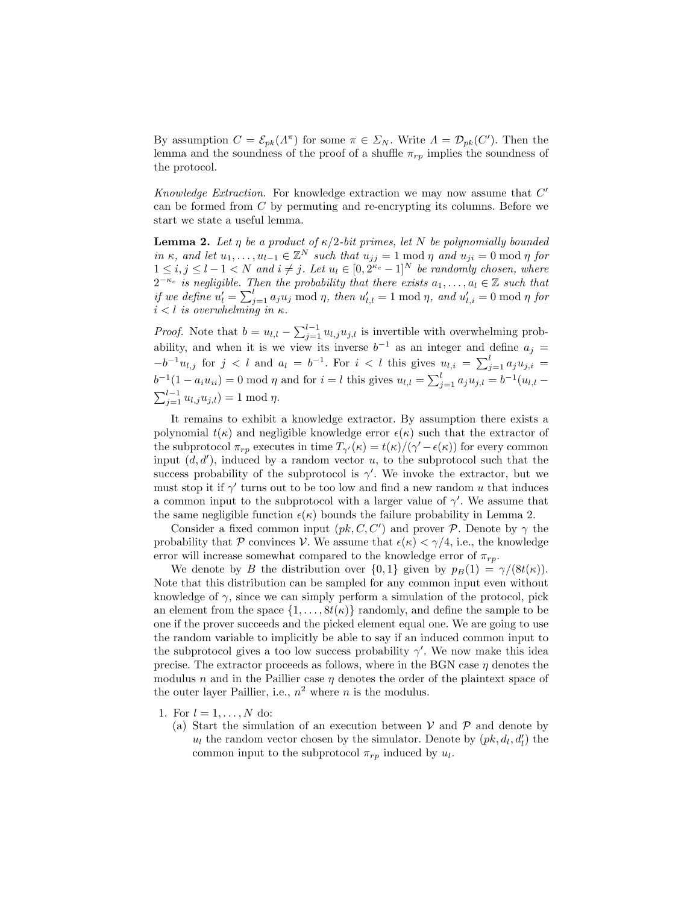By assumption $C = \mathcal{E}_{pk}(\Lambda^{\pi})$ for some $\pi \in \Sigma_N$. Write $\Lambda = \mathcal{D}_{pk}(C')$. Then the lemma and the soundness of the proof of a shuffle $\pi_{rp}$ implies the soundness of the protocol.

*Knowledge Extraction.* For knowledge extraction we may now assume that $C'$ can be formed from $C$ by permuting and re-encrypting its columns. Before we start we state a useful lemma.

**Lemma 2.** *Let $\eta$ be a product of $\kappa/2$-bit primes, let $N$ be polynomially bounded in $\kappa$, and let $u_1, \ldots, u_{l-1} \in \mathbb{Z}^N$ such that $u_{jj} = 1 \bmod \eta$ and $u_{ji} = 0 \bmod \eta$ for $1 \leq i, j \leq l-1 < N$ and $i \neq j$. Let $u_l \in [0, 2^{\kappa_c} - 1]^N$ be randomly chosen, where $2^{-\kappa_c}$ is negligible. Then the probability that there exists $a_1, \ldots, a_l \in \mathbb{Z}$ such that if we define $u'_l = \sum_{j=1}^{l} a_j u_j \bmod \eta$, then $u'_{l,l} = 1 \bmod \eta$, and $u'_{l,i} = 0 \bmod \eta$ for $i < l$ is overwhelming in $\kappa$.*

*Proof.* Note that $b = u_{l,l} - \sum_{j=1}^{l-1} u_{l,j} u_{j,l}$ is invertible with overwhelming probability, and when it is we view its inverse $b^{-1}$ as an integer and define $a_j = -b^{-1} u_{l,j}$ for $j < l$ and $a_l = b^{-1}$. For $i < l$ this gives $u_{l,i} = \sum_{j=1}^{l} a_j u_{j,i} = b^{-1}(1 - a_i u_{ii}) = 0 \bmod \eta$ and for $i = l$ this gives $u_{l,l} = \sum_{j=1}^{l} a_j u_{j,l} = b^{-1}(u_{l,l} - \sum_{j=1}^{l-1} u_{l,j} u_{j,l}) = 1 \bmod \eta$.

It remains to exhibit a knowledge extractor. By assumption there exists a polynomial $t(\kappa)$ and negligible knowledge error $\epsilon(\kappa)$ such that the extractor of the subprotocol $\pi_{rp}$ executes in time $T_{\gamma'}(\kappa) = t(\kappa)/(\gamma' - \epsilon(\kappa))$ for every common input $(d, d')$, induced by a random vector $u$, to the subprotocol such that the success probability of the subprotocol is $\gamma'$. We invoke the extractor, but we must stop it if $\gamma'$ turns out to be too low and find a new random $u$ that induces a common input to the subprotocol with a larger value of $\gamma'$. We assume that the same negligible function $\epsilon(\kappa)$ bounds the failure probability in Lemma 2.

Consider a fixed common input $(pk, C, C')$ and prover $\mathcal{P}$. Denote by $\gamma$ the probability that $\mathcal{P}$ convinces $\mathcal{V}$. We assume that $\epsilon(\kappa) < \gamma/4$, i.e., the knowledge error will increase somewhat compared to the knowledge error of $\pi_{rp}$.

We denote by $B$ the distribution over $\{0, 1\}$ given by $p_B(1) = \gamma/(8t(\kappa))$. Note that this distribution can be sampled for any common input even without knowledge of $\gamma$, since we can simply perform a simulation of the protocol, pick an element from the space $\{1, \ldots, 8t(\kappa)\}$ randomly, and define the sample to be one if the prover succeeds and the picked element equal one. We are going to use the random variable to implicitly be able to say if an induced common input to the subprotocol gives a too low success probability $\gamma'$. We now make this idea precise. The extractor proceeds as follows, where in the BGN case $\eta$ denotes the modulus $n$ and in the Paillier case $\eta$ denotes the order of the plaintext space of the outer layer Paillier, i.e., $n^2$ where $n$ is the modulus.

1. For $l = 1, \ldots, N$ do:
   (a) Start the simulation of an execution between $\mathcal{V}$ and $\mathcal{P}$ and denote by $u_l$ the random vector chosen by the simulator. Denote by $(pk, d_l, d'_l)$ the common input to the subprotocol $\pi_{rp}$ induced by $u_l$.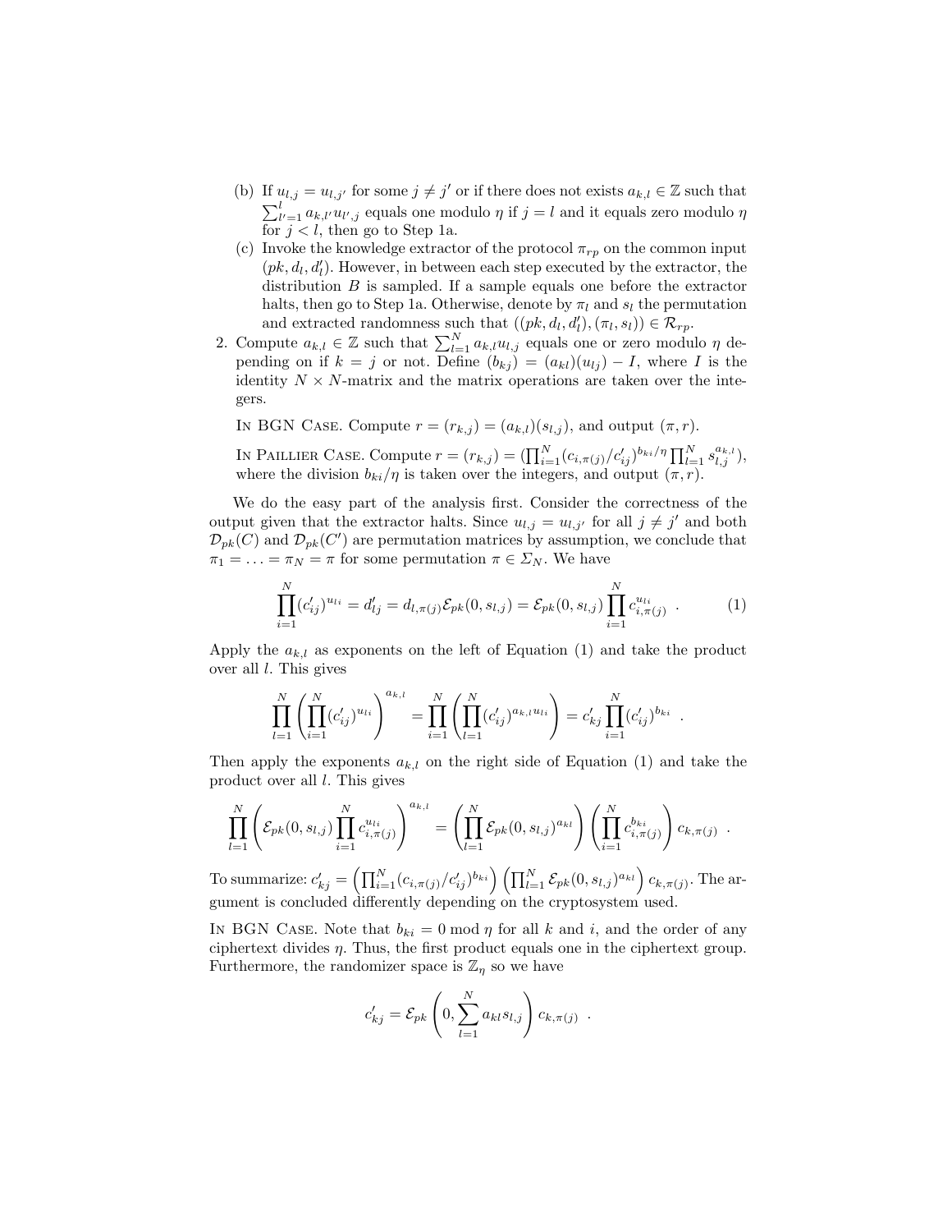(b) If $u_{l,j} = u_{l,j'}$ for some $j \neq j'$ or if there does not exists $a_{k,l} \in \mathbb{Z}$ such that $\sum_{l'=1}^{l} a_{k,l'} u_{l',j}$ equals one modulo $\eta$ if $j = l$ and it equals zero modulo $\eta$ for $j < l$, then go to Step 1a.

(c) Invoke the knowledge extractor of the protocol $\pi_{rp}$ on the common input $(pk, d_l, d'_l)$. However, in between each step executed by the extractor, the distribution $B$ is sampled. If a sample equals one before the extractor halts, then go to Step 1a. Otherwise, denote by $\pi_l$ and $s_l$ the permutation and extracted randomness such that $((pk, d_l, d'_l), (\pi_l, s_l)) \in \mathcal{R}_{rp}$.

2. Compute $a_{k,l} \in \mathbb{Z}$ such that $\sum_{l=1}^{N} a_{k,l} u_{l,j}$ equals one or zero modulo $\eta$ depending on if $k = j$ or not. Define $(b_{kj}) = (a_{kl})(u_{lj}) - I$, where $I$ is the identity $N \times N$-matrix and the matrix operations are taken over the integers.

In BGN Case. Compute $r = (r_{k,j}) = (a_{k,l})(s_{l,j})$, and output $(\pi, r)$.

In Paillier Case. Compute $r = (r_{k,j}) = (\prod_{i=1}^{N} (c_{i,\pi(j)}/c'_{ij})^{b_{ki}/\eta} \prod_{l=1}^{N} s_{l,j}^{a_{k,l}})$, where the division $b_{ki}/\eta$ is taken over the integers, and output $(\pi, r)$.

We do the easy part of the analysis first. Consider the correctness of the output given that the extractor halts. Since $u_{l,j} = u_{l,j'}$ for all $j \neq j'$ and both $\mathcal{D}_{pk}(C)$ and $\mathcal{D}_{pk}(C')$ are permutation matrices by assumption, we conclude that $\pi_1 = \ldots = \pi_N = \pi$ for some permutation $\pi \in \Sigma_N$. We have

$$\prod_{i=1}^{N} (c'_{ij})^{u_{li}} = d'_{lj} = d_{l,\pi(j)} \mathcal{E}_{pk}(0, s_{l,j}) = \mathcal{E}_{pk}(0, s_{l,j}) \prod_{i=1}^{N} c_{i,\pi(j)}^{u_{li}} \ . \tag{1}$$

Apply the $a_{k,l}$ as exponents on the left of Equation (1) and take the product over all $l$. This gives

$$\prod_{l=1}^{N} \left( \prod_{i=1}^{N} (c'_{ij})^{u_{li}} \right)^{a_{k,l}} = \prod_{i=1}^{N} \left( \prod_{l=1}^{N} (c'_{ij})^{a_{k,l} u_{li}} \right) = c'_{kj} \prod_{i=1}^{N} (c'_{ij})^{b_{ki}} \ .$$

Then apply the exponents $a_{k,l}$ on the right side of Equation (1) and take the product over all $l$. This gives

$$\prod_{l=1}^{N} \left( \mathcal{E}_{pk}(0, s_{l,j}) \prod_{i=1}^{N} c_{i,\pi(j)}^{u_{li}} \right)^{a_{k,l}} = \left( \prod_{l=1}^{N} \mathcal{E}_{pk}(0, s_{l,j})^{a_{kl}} \right) \left( \prod_{i=1}^{N} c_{i,\pi(j)}^{b_{ki}} \right) c_{k,\pi(j)} \ .$$

To summarize: $c'_{kj} = \left( \prod_{i=1}^{N} (c_{i,\pi(j)}/c'_{ij})^{b_{ki}} \right) \left( \prod_{l=1}^{N} \mathcal{E}_{pk}(0, s_{l,j})^{a_{kl}} \right) c_{k,\pi(j)}$. The argument is concluded differently depending on the cryptosystem used.

In BGN Case. Note that $b_{ki} = 0 \bmod \eta$ for all $k$ and $i$, and the order of any ciphertext divides $\eta$. Thus, the first product equals one in the ciphertext group. Furthermore, the randomizer space is $\mathbb{Z}_\eta$ so we have

$$c'_{kj} = \mathcal{E}_{pk}\left(0, \sum_{l=1}^{N} a_{kl} s_{l,j}\right) c_{k,\pi(j)} \ .$$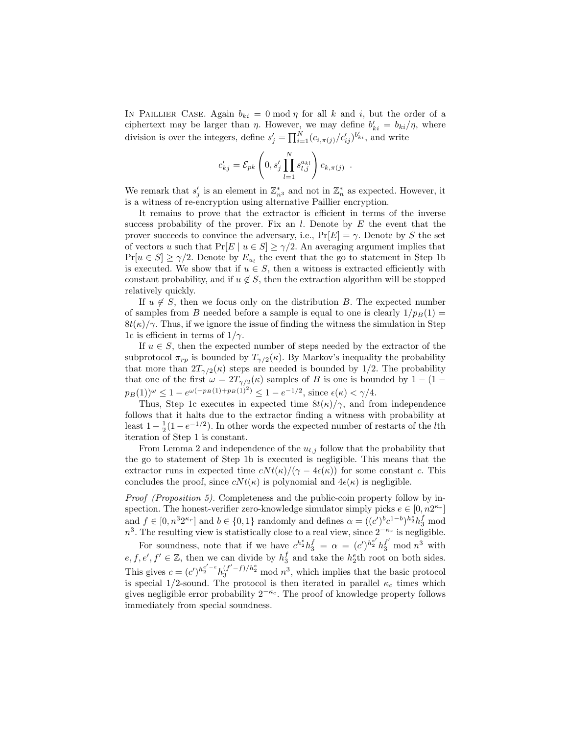In Paillier Case. Again $b_{ki} = 0 \bmod \eta$ for all $k$ and $i$, but the order of a ciphertext may be larger than $\eta$. However, we may define $b'_{ki} = b_{ki}/\eta$, where division is over the integers, define $s'_j = \prod_{i=1}^{N} (c_{i,\pi(j)}/c'_{ij})^{b'_{ki}}$, and write

$$c'_{kj} = \mathcal{E}_{pk}\left(0, s'_j \prod_{l=1}^{N} s_{l,j}^{a_{kl}}\right) c_{k,\pi(j)} \enspace .$$

We remark that $s'_j$ is an element in $\mathbb{Z}^*_{n^3}$ and not in $\mathbb{Z}^*_n$ as expected. However, it is a witness of re-encryption using alternative Paillier encryption.

It remains to prove that the extractor is efficient in terms of the inverse success probability of the prover. Fix an $l$. Denote by $E$ the event that the prover succeeds to convince the adversary, i.e., $\Pr[E] = \gamma$. Denote by $S$ the set of vectors $u$ such that $\Pr[E \mid u \in S] \geq \gamma/2$. An averaging argument implies that $\Pr[u \in S] \geq \gamma/2$. Denote by $E_{u_l}$ the event that the go to statement in Step 1b is executed. We show that if $u \in S$, then a witness is extracted efficiently with constant probability, and if $u \notin S$, then the extraction algorithm will be stopped relatively quickly.

If $u \notin S$, then we focus only on the distribution $B$. The expected number of samples from $B$ needed before a sample is equal to one is clearly $1/p_B(1) = 8t(\kappa)/\gamma$. Thus, if we ignore the issue of finding the witness the simulation in Step 1c is efficient in terms of $1/\gamma$.

If $u \in S$, then the expected number of steps needed by the extractor of the subprotocol $\pi_{rp}$ is bounded by $T_{\gamma/2}(\kappa)$. By Markov's inequality the probability that more than $2T_{\gamma/2}(\kappa)$ steps are needed is bounded by $1/2$. The probability that one of the first $\omega = 2T_{\gamma/2}(\kappa)$ samples of $B$ is one is bounded by $1-(1-p_B(1))^\omega \leq 1 - e^{\omega(-p_B(1)+p_B(1)^2)} \leq 1 - e^{-1/2}$, since $\epsilon(\kappa) < \gamma/4$.

Thus, Step 1c executes in expected time $8t(\kappa)/\gamma$, and from independence follows that it halts due to the extractor finding a witness with probability at least $1 - \frac{1}{2}(1 - e^{-1/2})$. In other words the expected number of restarts of the $l$th iteration of Step 1 is constant.

From Lemma 2 and independence of the $u_{l,j}$ follow that the probability that the go to statement of Step 1b is executed is negligible. This means that the extractor runs in expected time $cNt(\kappa)/(\gamma - 4\epsilon(\kappa))$ for some constant $c$. This concludes the proof, since $cNt(\kappa)$ is polynomial and $4\epsilon(\kappa)$ is negligible.

*Proof (Proposition 5).* Completeness and the public-coin property follow by inspection. The honest-verifier zero-knowledge simulator simply picks $e \in [0, n2^{\kappa_r}]$ and $f \in [0, n^3 2^{\kappa_r}]$ and $b \in \{0,1\}$ randomly and defines $\alpha = ((c')^b c^{1-b})^{h_2^e} h_3^f \bmod n^3$. The resulting view is statistically close to a real view, since $2^{-\kappa_r}$ is negligible.

For soundness, note that if we have $c^{h_2^e} h_3^f = \alpha = (c')^{h_2^{e'}} h_3^{f'} \bmod n^3$ with $e, f, e', f' \in \mathbb{Z}$, then we can divide by $h_3^f$ and take the $h_2^e$th root on both sides. This gives $c = (c')^{h_2^{e'-e}} h_3^{(f'-f)/h_2^e} \bmod n^3$, which implies that the basic protocol is special 1/2-sound. The protocol is then iterated in parallel $\kappa_c$ times which gives negligible error probability $2^{-\kappa_c}$. The proof of knowledge property follows immediately from special soundness.